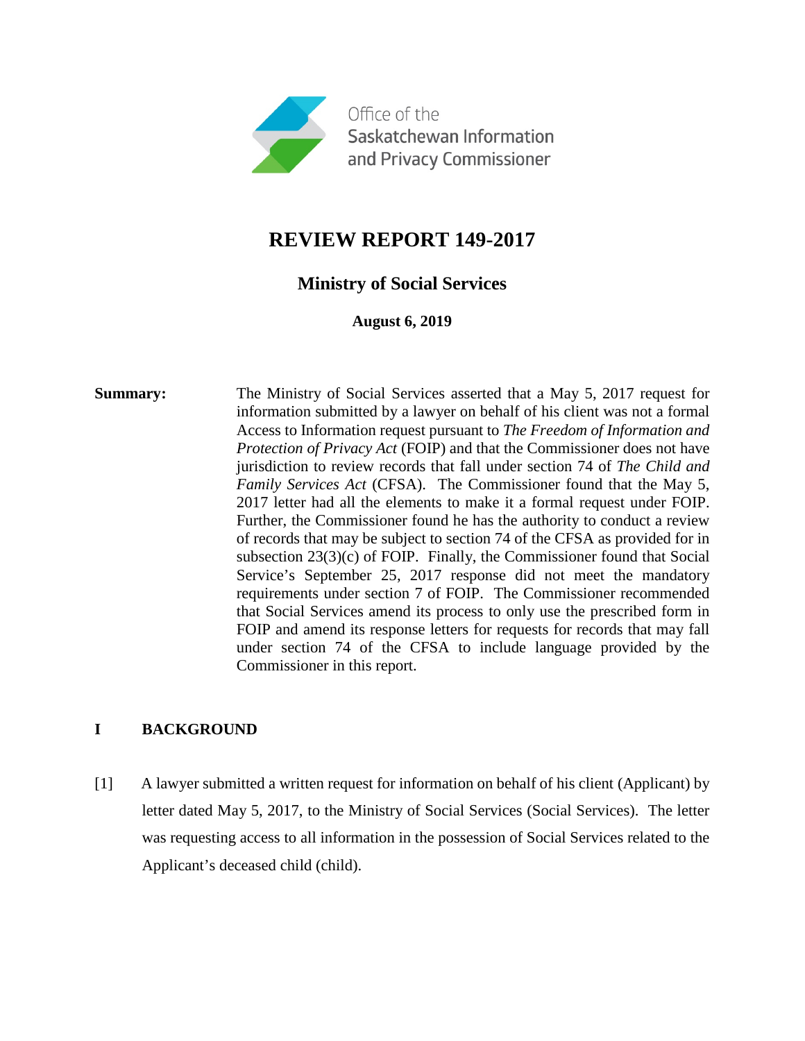Office of the Saskatchewan Information and Privacy Commissioner

# REVIEW REPORT 149-2017

## Ministry of Social Services

**August 6, 2019**

**Summary:** The Ministry of Social Services asserted that a May 5, 2017 request for information submitted by a lawyer on behalf of his client was not a formal Access to Information request pursuant to *The Freedom of Information and Protection of Privacy Act* (FOIP) and that the Commissioner does not have jurisdiction to review records that fall under section 74 of *The Child and Family Services Act* (CFSA). The Commissioner found that the May 5, 2017 letter had all the elements to make it a formal request under FOIP. Further, the Commissioner found he has the authority to conduct a review of records that may be subject to section 74 of the CFSA as provided for in subsection 23(3)(c) of FOIP. Finally, the Commissioner found that Social Service's September 25, 2017 response did not meet the mandatory requirements under section 7 of FOIP. The Commissioner recommended that Social Services amend its process to only use the prescribed form in FOIP and amend its response letters for requests for records that may fall under section 74 of the CFSA to include language provided by the Commissioner in this report.

## I BACKGROUND

[1] A lawyer submitted a written request for information on behalf of his client (Applicant) by letter dated May 5, 2017, to the Ministry of Social Services (Social Services). The letter was requesting access to all information in the possession of Social Services related to the Applicant's deceased child (child).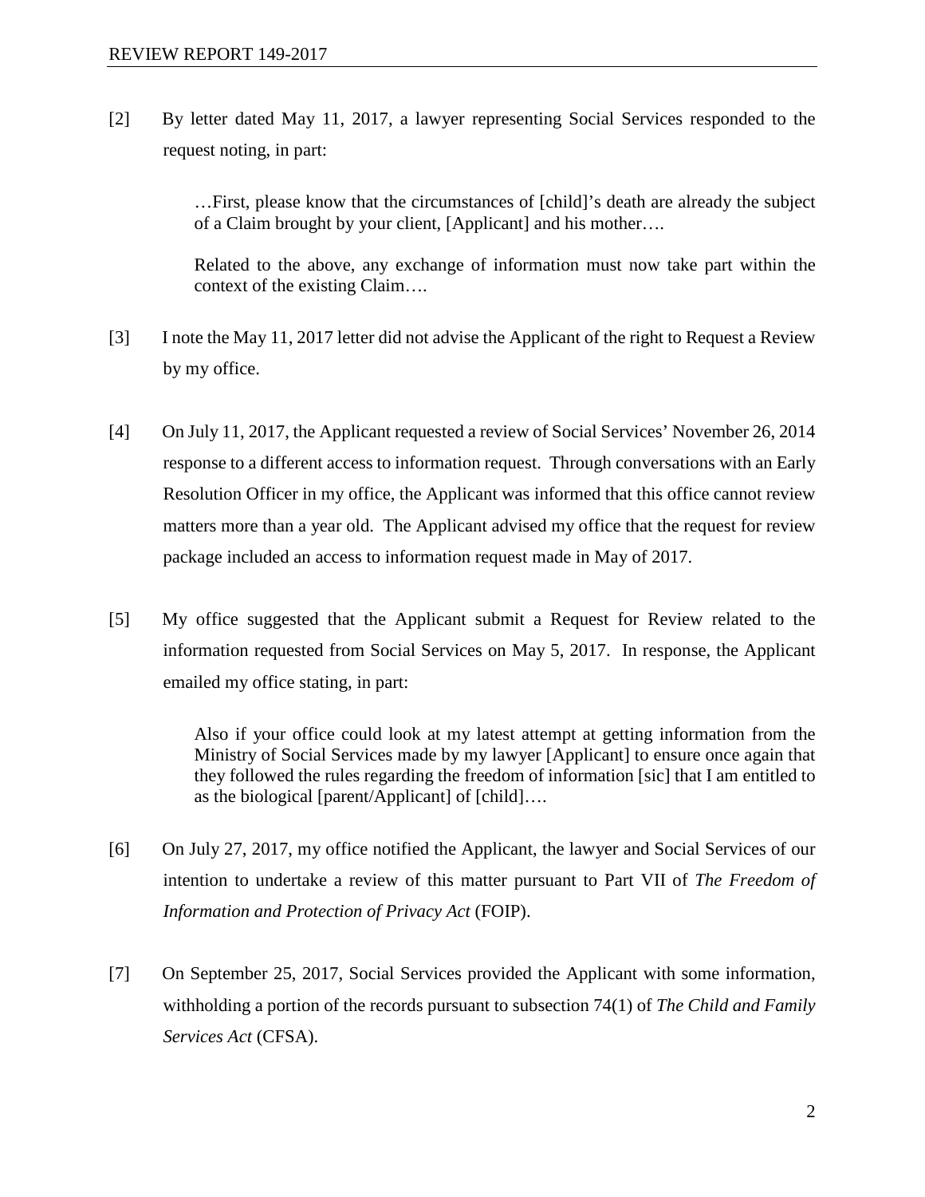[2] By letter dated May 11, 2017, a lawyer representing Social Services responded to the request noting, in part:

> …First, please know that the circumstances of [child]'s death are already the subject of a Claim brought by your client, [Applicant] and his mother….
>
> Related to the above, any exchange of information must now take part within the context of the existing Claim….

[3] I note the May 11, 2017 letter did not advise the Applicant of the right to Request a Review by my office.

[4] On July 11, 2017, the Applicant requested a review of Social Services' November 26, 2014 response to a different access to information request. Through conversations with an Early Resolution Officer in my office, the Applicant was informed that this office cannot review matters more than a year old. The Applicant advised my office that the request for review package included an access to information request made in May of 2017.

[5] My office suggested that the Applicant submit a Request for Review related to the information requested from Social Services on May 5, 2017. In response, the Applicant emailed my office stating, in part:

> Also if your office could look at my latest attempt at getting information from the Ministry of Social Services made by my lawyer [Applicant] to ensure once again that they followed the rules regarding the freedom of information [sic] that I am entitled to as the biological [parent/Applicant] of [child]….

[6] On July 27, 2017, my office notified the Applicant, the lawyer and Social Services of our intention to undertake a review of this matter pursuant to Part VII of *The Freedom of Information and Protection of Privacy Act* (FOIP).

[7] On September 25, 2017, Social Services provided the Applicant with some information, withholding a portion of the records pursuant to subsection 74(1) of *The Child and Family Services Act* (CFSA).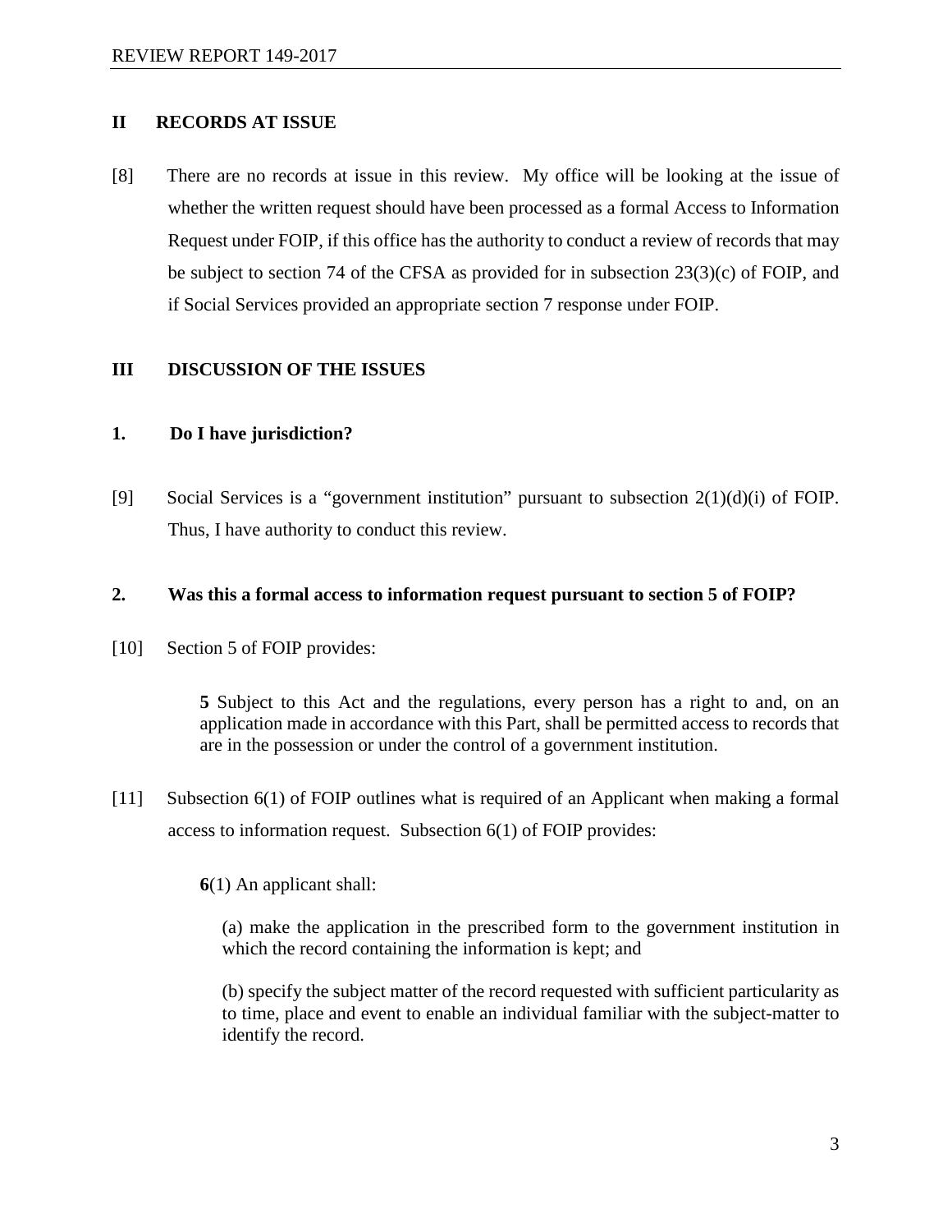## II RECORDS AT ISSUE

[8] There are no records at issue in this review. My office will be looking at the issue of whether the written request should have been processed as a formal Access to Information Request under FOIP, if this office has the authority to conduct a review of records that may be subject to section 74 of the CFSA as provided for in subsection 23(3)(c) of FOIP, and if Social Services provided an appropriate section 7 response under FOIP.

## III DISCUSSION OF THE ISSUES

### 1. Do I have jurisdiction?

[9] Social Services is a "government institution" pursuant to subsection 2(1)(d)(i) of FOIP. Thus, I have authority to conduct this review.

### 2. Was this a formal access to information request pursuant to section 5 of FOIP?

[10] Section 5 of FOIP provides:

> **5** Subject to this Act and the regulations, every person has a right to and, on an application made in accordance with this Part, shall be permitted access to records that are in the possession or under the control of a government institution.

[11] Subsection 6(1) of FOIP outlines what is required of an Applicant when making a formal access to information request. Subsection 6(1) of FOIP provides:

> **6**(1) An applicant shall:
>
> (a) make the application in the prescribed form to the government institution in which the record containing the information is kept; and
>
> (b) specify the subject matter of the record requested with sufficient particularity as to time, place and event to enable an individual familiar with the subject-matter to identify the record.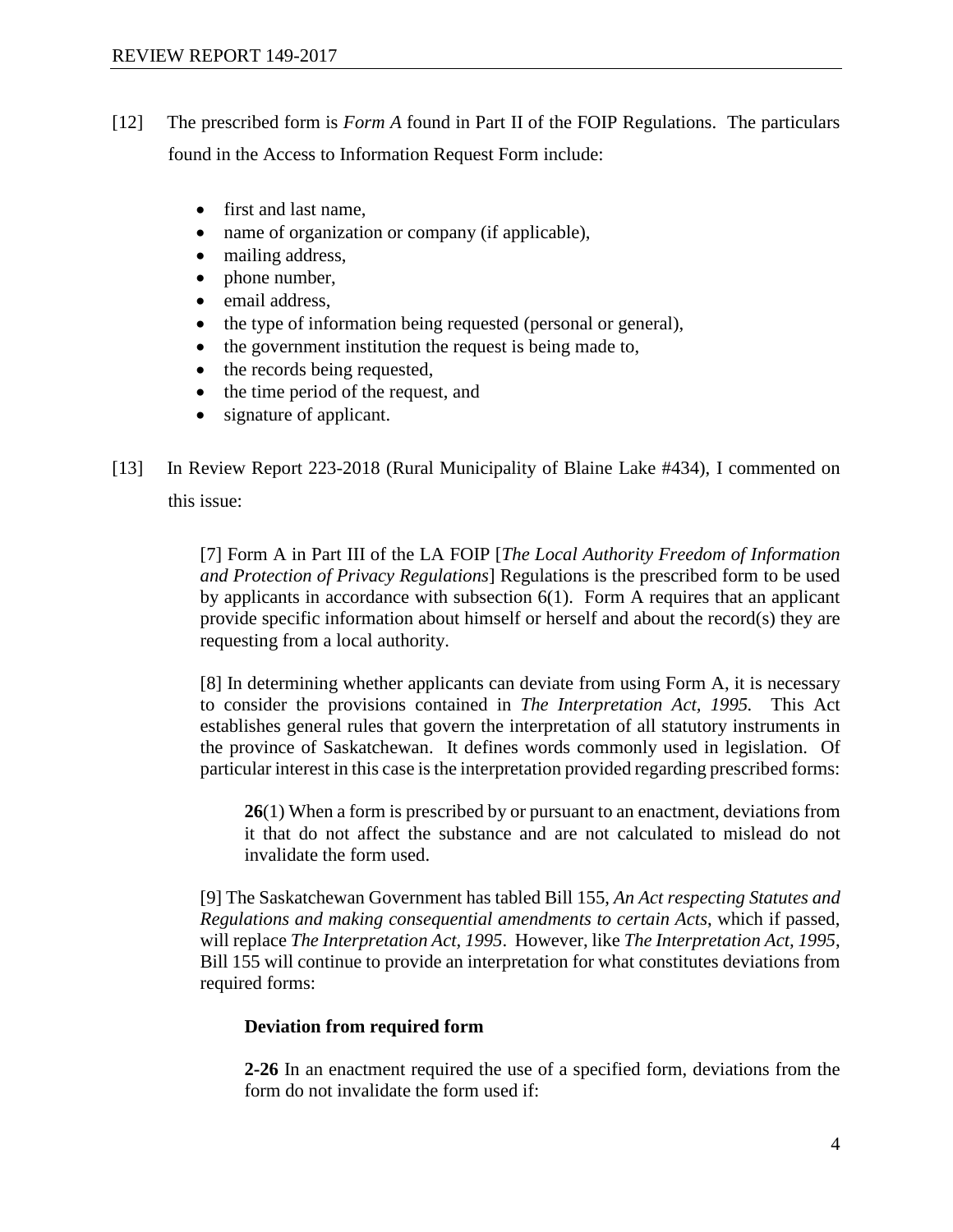[12] The prescribed form is *Form A* found in Part II of the FOIP Regulations. The particulars found in the Access to Information Request Form include:

- first and last name,
- name of organization or company (if applicable),
- mailing address,
- phone number,
- email address,
- the type of information being requested (personal or general),
- the government institution the request is being made to,
- the records being requested,
- the time period of the request, and
- signature of applicant.

[13] In Review Report 223-2018 (Rural Municipality of Blaine Lake #434), I commented on this issue:

> [7] Form A in Part III of the LA FOIP [*The Local Authority Freedom of Information and Protection of Privacy Regulations*] Regulations is the prescribed form to be used by applicants in accordance with subsection 6(1). Form A requires that an applicant provide specific information about himself or herself and about the record(s) they are requesting from a local authority.
>
> [8] In determining whether applicants can deviate from using Form A, it is necessary to consider the provisions contained in *The Interpretation Act, 1995.* This Act establishes general rules that govern the interpretation of all statutory instruments in the province of Saskatchewan. It defines words commonly used in legislation. Of particular interest in this case is the interpretation provided regarding prescribed forms:
>
> > **26**(1) When a form is prescribed by or pursuant to an enactment, deviations from it that do not affect the substance and are not calculated to mislead do not invalidate the form used.
>
> [9] The Saskatchewan Government has tabled Bill 155, *An Act respecting Statutes and Regulations and making consequential amendments to certain Acts*, which if passed, will replace *The Interpretation Act, 1995*. However, like *The Interpretation Act, 1995*, Bill 155 will continue to provide an interpretation for what constitutes deviations from required forms:
>
> > **Deviation from required form**
> >
> > **2-26** In an enactment required the use of a specified form, deviations from the form do not invalidate the form used if: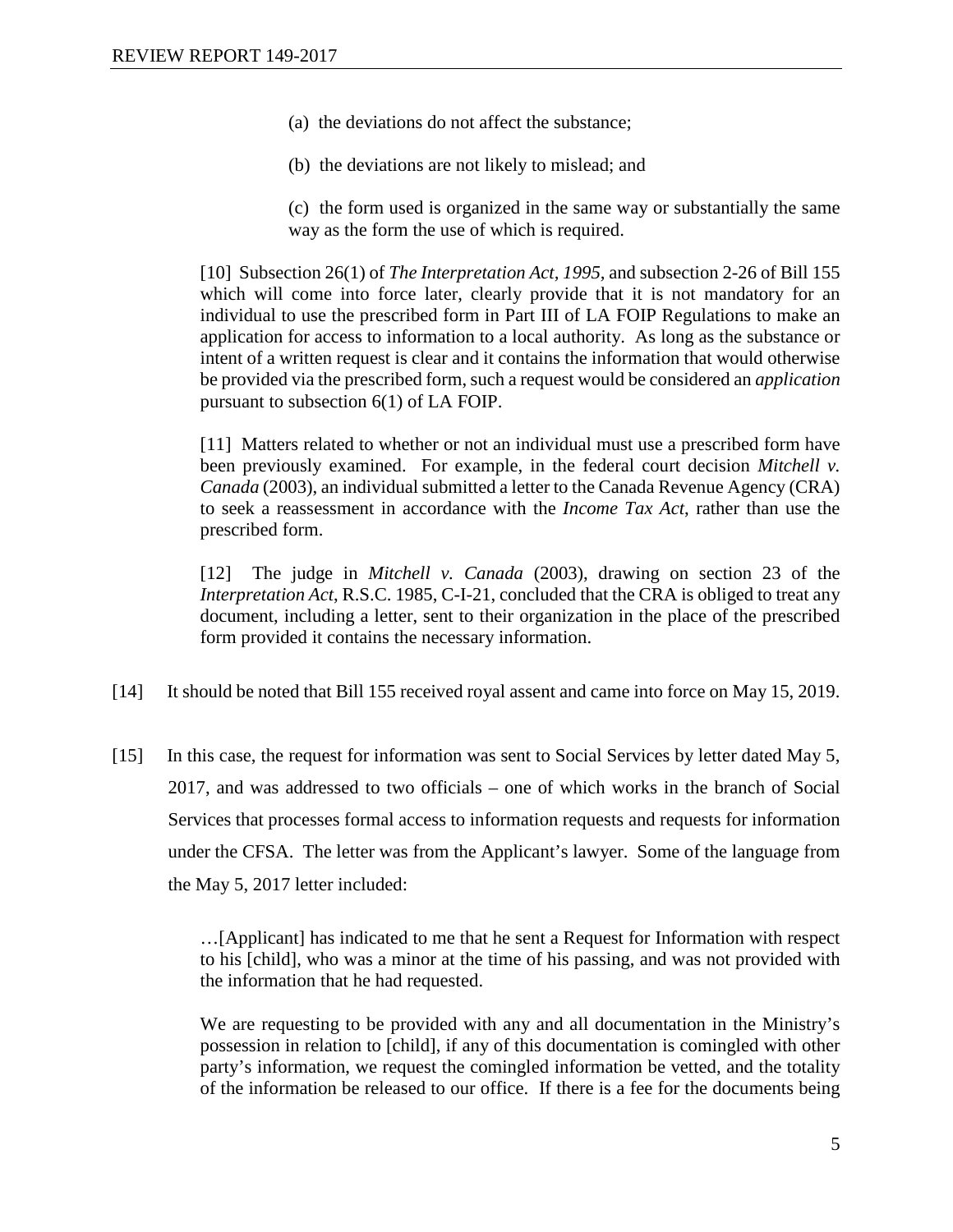> (a) the deviations do not affect the substance;
>
> (b) the deviations are not likely to mislead; and
>
> (c) the form used is organized in the same way or substantially the same way as the form the use of which is required.

> [10] Subsection 26(1) of *The Interpretation Act, 1995,* and subsection 2-26 of Bill 155 which will come into force later, clearly provide that it is not mandatory for an individual to use the prescribed form in Part III of LA FOIP Regulations to make an application for access to information to a local authority. As long as the substance or intent of a written request is clear and it contains the information that would otherwise be provided via the prescribed form, such a request would be considered an *application* pursuant to subsection 6(1) of LA FOIP.
>
> [11] Matters related to whether or not an individual must use a prescribed form have been previously examined. For example, in the federal court decision *Mitchell v. Canada* (2003), an individual submitted a letter to the Canada Revenue Agency (CRA) to seek a reassessment in accordance with the *Income Tax Act*, rather than use the prescribed form.
>
> [12] The judge in *Mitchell v. Canada* (2003), drawing on section 23 of the *Interpretation Act*, R.S.C. 1985, C-I-21, concluded that the CRA is obliged to treat any document, including a letter, sent to their organization in the place of the prescribed form provided it contains the necessary information.

[14] It should be noted that Bill 155 received royal assent and came into force on May 15, 2019.

[15] In this case, the request for information was sent to Social Services by letter dated May 5, 2017, and was addressed to two officials – one of which works in the branch of Social Services that processes formal access to information requests and requests for information under the CFSA. The letter was from the Applicant's lawyer. Some of the language from the May 5, 2017 letter included:

> …[Applicant] has indicated to me that he sent a Request for Information with respect to his [child], who was a minor at the time of his passing, and was not provided with the information that he had requested.
>
> We are requesting to be provided with any and all documentation in the Ministry's possession in relation to [child], if any of this documentation is comingled with other party's information, we request the comingled information be vetted, and the totality of the information be released to our office. If there is a fee for the documents being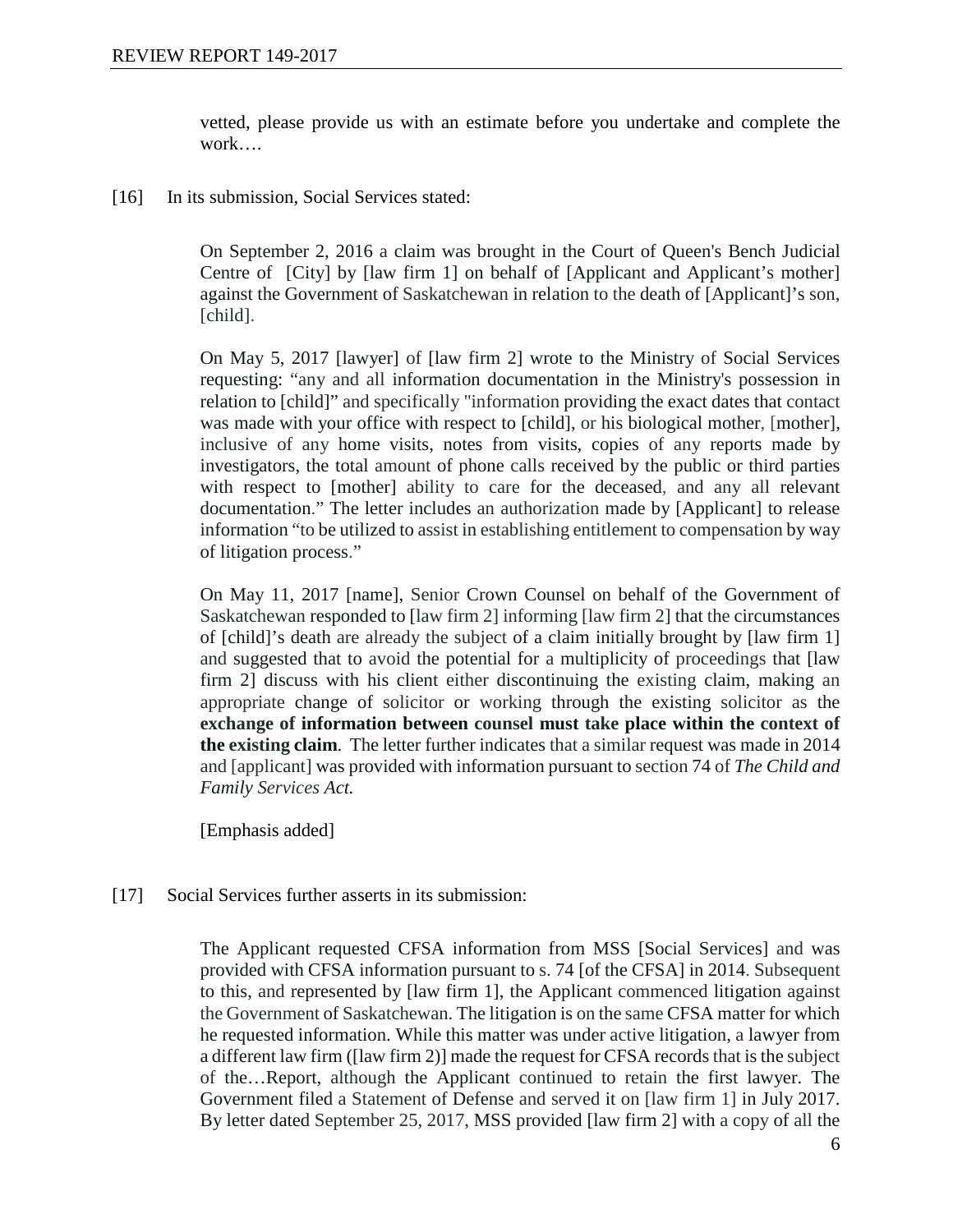> vetted, please provide us with an estimate before you undertake and complete the work….

[16] In its submission, Social Services stated:

> On September 2, 2016 a claim was brought in the Court of Queen's Bench Judicial Centre of [City] by [law firm 1] on behalf of [Applicant and Applicant's mother] against the Government of Saskatchewan in relation to the death of [Applicant]'s son, [child].
>
> On May 5, 2017 [lawyer] of [law firm 2] wrote to the Ministry of Social Services requesting: "any and all information documentation in the Ministry's possession in relation to [child]" and specifically "information providing the exact dates that contact was made with your office with respect to [child], or his biological mother, [mother], inclusive of any home visits, notes from visits, copies of any reports made by investigators, the total amount of phone calls received by the public or third parties with respect to [mother] ability to care for the deceased, and any all relevant documentation." The letter includes an authorization made by [Applicant] to release information "to be utilized to assist in establishing entitlement to compensation by way of litigation process."
>
> On May 11, 2017 [name], Senior Crown Counsel on behalf of the Government of Saskatchewan responded to [law firm 2] informing [law firm 2] that the circumstances of [child]'s death are already the subject of a claim initially brought by [law firm 1] and suggested that to avoid the potential for a multiplicity of proceedings that [law firm 2] discuss with his client either discontinuing the existing claim, making an appropriate change of solicitor or working through the existing solicitor as the **exchange of information between counsel must take place within the context of the existing claim**. The letter further indicates that a similar request was made in 2014 and [applicant] was provided with information pursuant to section 74 of *The Child and Family Services Act.*
>
> [Emphasis added]

[17] Social Services further asserts in its submission:

> The Applicant requested CFSA information from MSS [Social Services] and was provided with CFSA information pursuant to s. 74 [of the CFSA] in 2014. Subsequent to this, and represented by [law firm 1], the Applicant commenced litigation against the Government of Saskatchewan. The litigation is on the same CFSA matter for which he requested information. While this matter was under active litigation, a lawyer from a different law firm ([law firm 2)] made the request for CFSA records that is the subject of the…Report, although the Applicant continued to retain the first lawyer. The Government filed a Statement of Defense and served it on [law firm 1] in July 2017. By letter dated September 25, 2017, MSS provided [law firm 2] with a copy of all the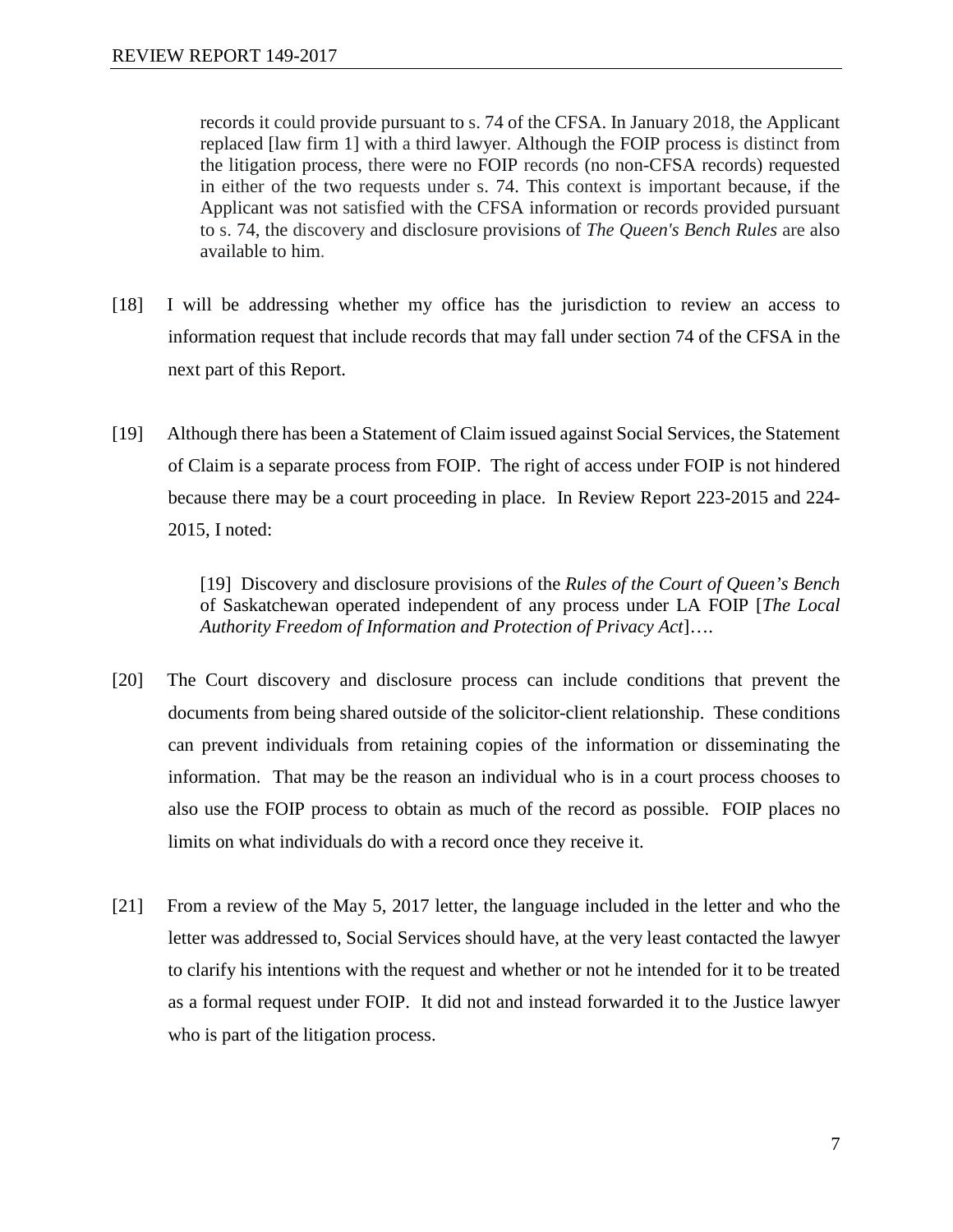> records it could provide pursuant to s. 74 of the CFSA. In January 2018, the Applicant replaced [law firm 1] with a third lawyer. Although the FOIP process is distinct from the litigation process, there were no FOIP records (no non-CFSA records) requested in either of the two requests under s. 74. This context is important because, if the Applicant was not satisfied with the CFSA information or records provided pursuant to s. 74, the discovery and disclosure provisions of *The Queen's Bench Rules* are also available to him.

[18] I will be addressing whether my office has the jurisdiction to review an access to information request that include records that may fall under section 74 of the CFSA in the next part of this Report.

[19] Although there has been a Statement of Claim issued against Social Services, the Statement of Claim is a separate process from FOIP. The right of access under FOIP is not hindered because there may be a court proceeding in place. In Review Report 223-2015 and 224-2015, I noted:

> [19] Discovery and disclosure provisions of the *Rules of the Court of Queen's Bench* of Saskatchewan operated independent of any process under LA FOIP [*The Local Authority Freedom of Information and Protection of Privacy Act*]….

[20] The Court discovery and disclosure process can include conditions that prevent the documents from being shared outside of the solicitor-client relationship. These conditions can prevent individuals from retaining copies of the information or disseminating the information. That may be the reason an individual who is in a court process chooses to also use the FOIP process to obtain as much of the record as possible. FOIP places no limits on what individuals do with a record once they receive it.

[21] From a review of the May 5, 2017 letter, the language included in the letter and who the letter was addressed to, Social Services should have, at the very least contacted the lawyer to clarify his intentions with the request and whether or not he intended for it to be treated as a formal request under FOIP. It did not and instead forwarded it to the Justice lawyer who is part of the litigation process.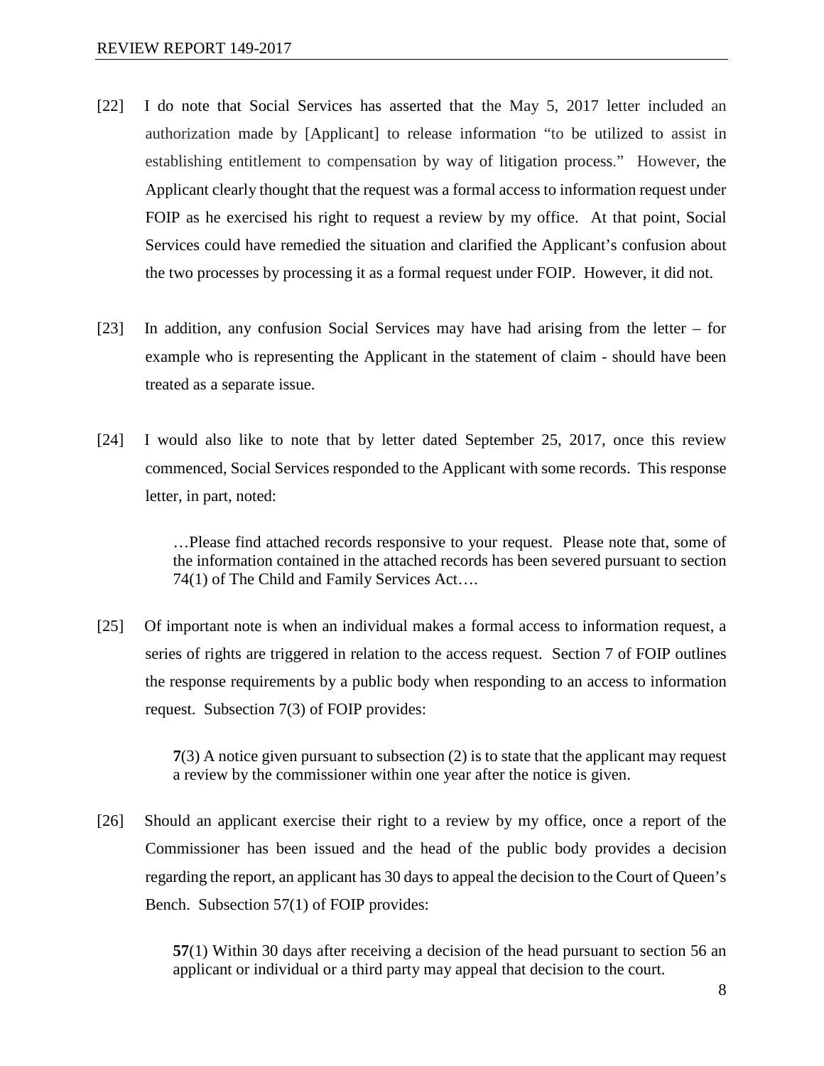[22] I do note that Social Services has asserted that the May 5, 2017 letter included an authorization made by [Applicant] to release information "to be utilized to assist in establishing entitlement to compensation by way of litigation process." However, the Applicant clearly thought that the request was a formal access to information request under FOIP as he exercised his right to request a review by my office. At that point, Social Services could have remedied the situation and clarified the Applicant's confusion about the two processes by processing it as a formal request under FOIP. However, it did not.

[23] In addition, any confusion Social Services may have had arising from the letter – for example who is representing the Applicant in the statement of claim - should have been treated as a separate issue.

[24] I would also like to note that by letter dated September 25, 2017, once this review commenced, Social Services responded to the Applicant with some records. This response letter, in part, noted:

> …Please find attached records responsive to your request. Please note that, some of the information contained in the attached records has been severed pursuant to section 74(1) of The Child and Family Services Act….

[25] Of important note is when an individual makes a formal access to information request, a series of rights are triggered in relation to the access request. Section 7 of FOIP outlines the response requirements by a public body when responding to an access to information request. Subsection 7(3) of FOIP provides:

> **7**(3) A notice given pursuant to subsection (2) is to state that the applicant may request a review by the commissioner within one year after the notice is given.

[26] Should an applicant exercise their right to a review by my office, once a report of the Commissioner has been issued and the head of the public body provides a decision regarding the report, an applicant has 30 days to appeal the decision to the Court of Queen's Bench. Subsection 57(1) of FOIP provides:

> **57**(1) Within 30 days after receiving a decision of the head pursuant to section 56 an applicant or individual or a third party may appeal that decision to the court.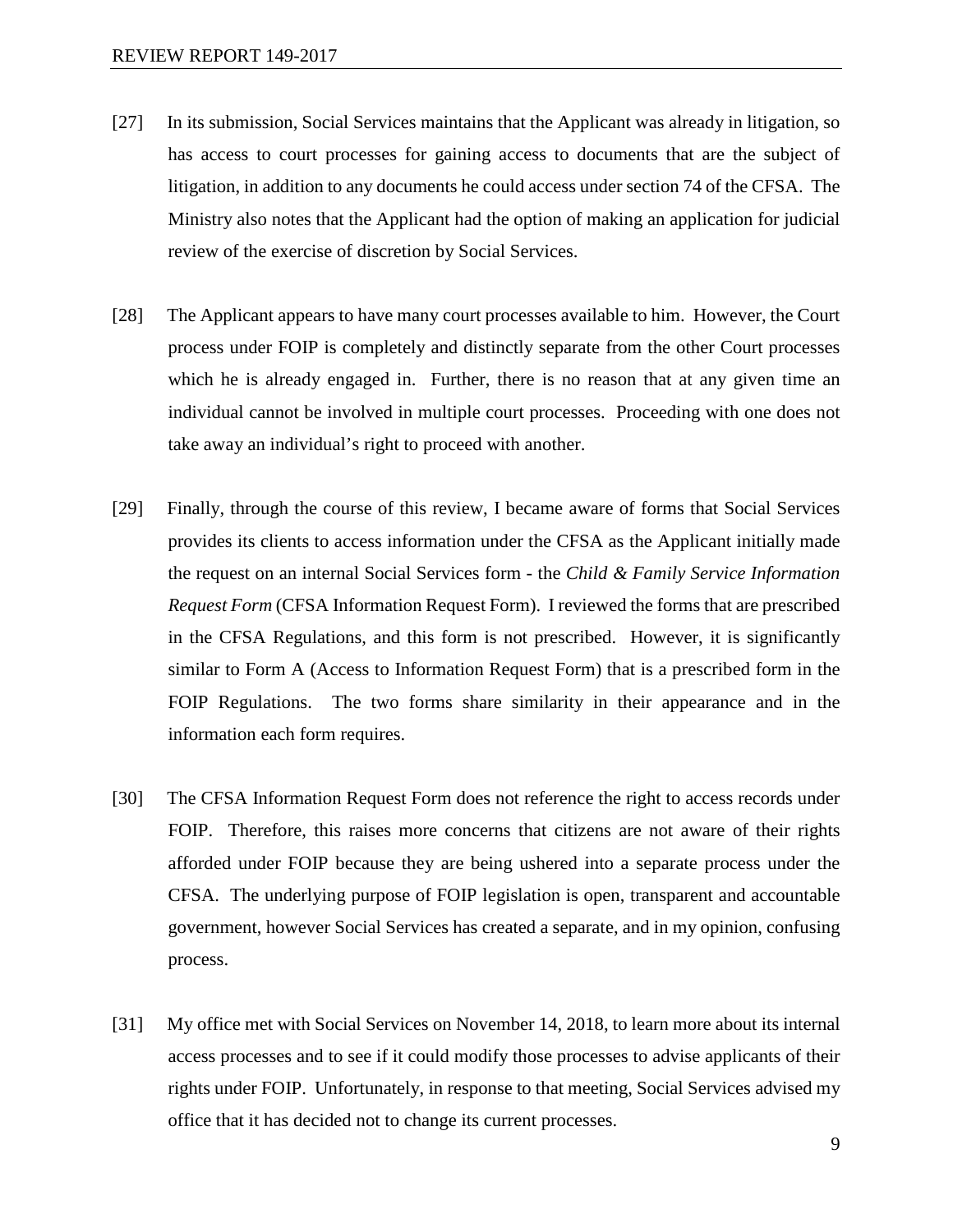[27] In its submission, Social Services maintains that the Applicant was already in litigation, so has access to court processes for gaining access to documents that are the subject of litigation, in addition to any documents he could access under section 74 of the CFSA. The Ministry also notes that the Applicant had the option of making an application for judicial review of the exercise of discretion by Social Services.

[28] The Applicant appears to have many court processes available to him. However, the Court process under FOIP is completely and distinctly separate from the other Court processes which he is already engaged in. Further, there is no reason that at any given time an individual cannot be involved in multiple court processes. Proceeding with one does not take away an individual's right to proceed with another.

[29] Finally, through the course of this review, I became aware of forms that Social Services provides its clients to access information under the CFSA as the Applicant initially made the request on an internal Social Services form - the *Child & Family Service Information Request Form* (CFSA Information Request Form). I reviewed the forms that are prescribed in the CFSA Regulations, and this form is not prescribed. However, it is significantly similar to Form A (Access to Information Request Form) that is a prescribed form in the FOIP Regulations. The two forms share similarity in their appearance and in the information each form requires.

[30] The CFSA Information Request Form does not reference the right to access records under FOIP. Therefore, this raises more concerns that citizens are not aware of their rights afforded under FOIP because they are being ushered into a separate process under the CFSA. The underlying purpose of FOIP legislation is open, transparent and accountable government, however Social Services has created a separate, and in my opinion, confusing process.

[31] My office met with Social Services on November 14, 2018, to learn more about its internal access processes and to see if it could modify those processes to advise applicants of their rights under FOIP. Unfortunately, in response to that meeting, Social Services advised my office that it has decided not to change its current processes.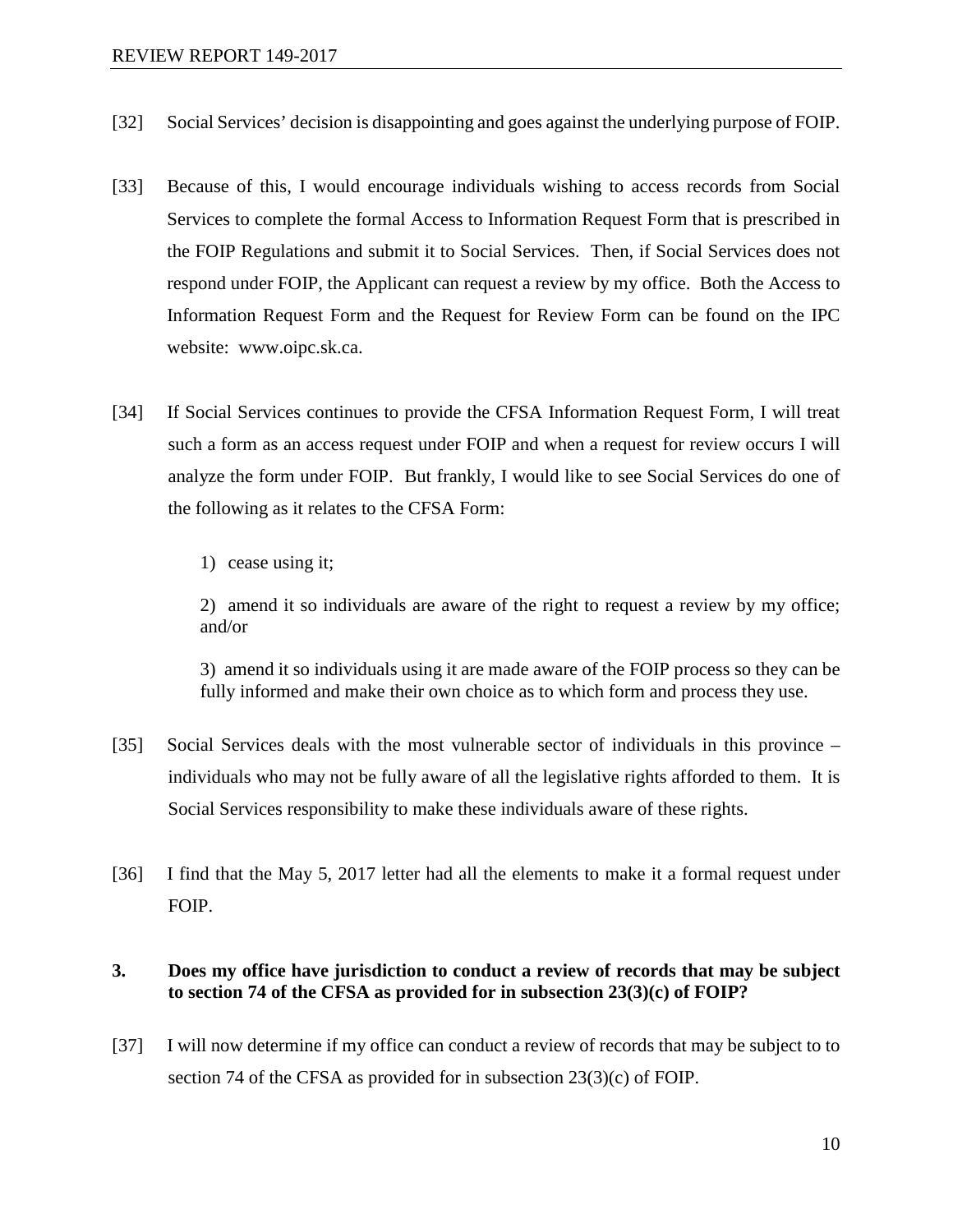[32] Social Services' decision is disappointing and goes against the underlying purpose of FOIP.

[33] Because of this, I would encourage individuals wishing to access records from Social Services to complete the formal Access to Information Request Form that is prescribed in the FOIP Regulations and submit it to Social Services. Then, if Social Services does not respond under FOIP, the Applicant can request a review by my office. Both the Access to Information Request Form and the Request for Review Form can be found on the IPC website: www.oipc.sk.ca.

[34] If Social Services continues to provide the CFSA Information Request Form, I will treat such a form as an access request under FOIP and when a request for review occurs I will analyze the form under FOIP. But frankly, I would like to see Social Services do one of the following as it relates to the CFSA Form:

1) cease using it;

2) amend it so individuals are aware of the right to request a review by my office; and/or

3) amend it so individuals using it are made aware of the FOIP process so they can be fully informed and make their own choice as to which form and process they use.

[35] Social Services deals with the most vulnerable sector of individuals in this province – individuals who may not be fully aware of all the legislative rights afforded to them. It is Social Services responsibility to make these individuals aware of these rights.

[36] I find that the May 5, 2017 letter had all the elements to make it a formal request under FOIP.

**3. Does my office have jurisdiction to conduct a review of records that may be subject to section 74 of the CFSA as provided for in subsection 23(3)(c) of FOIP?**

[37] I will now determine if my office can conduct a review of records that may be subject to to section 74 of the CFSA as provided for in subsection 23(3)(c) of FOIP.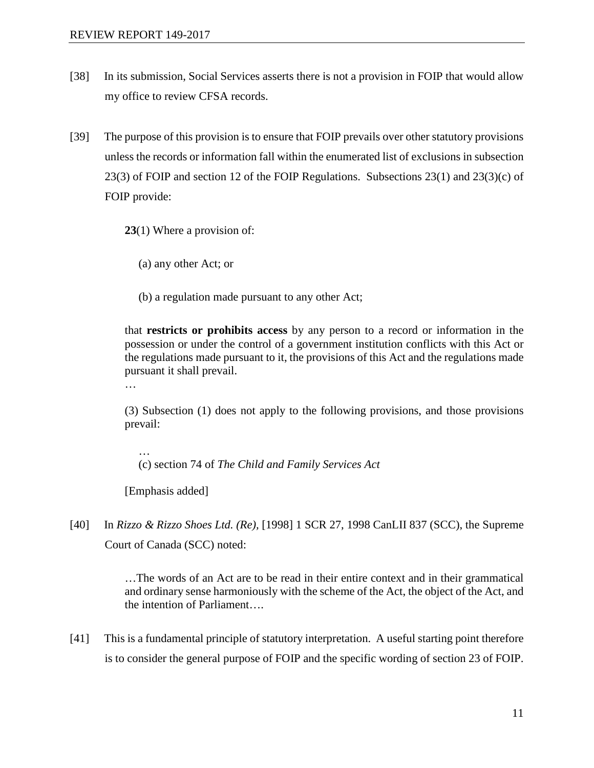[38] In its submission, Social Services asserts there is not a provision in FOIP that would allow my office to review CFSA records.

[39] The purpose of this provision is to ensure that FOIP prevails over other statutory provisions unless the records or information fall within the enumerated list of exclusions in subsection 23(3) of FOIP and section 12 of the FOIP Regulations. Subsections 23(1) and 23(3)(c) of FOIP provide:

> **23**(1) Where a provision of:
>
> (a) any other Act; or
>
> (b) a regulation made pursuant to any other Act;
>
> that **restricts or prohibits access** by any person to a record or information in the possession or under the control of a government institution conflicts with this Act or the regulations made pursuant to it, the provisions of this Act and the regulations made pursuant it shall prevail.
>
> …
>
> (3) Subsection (1) does not apply to the following provisions, and those provisions prevail:
>
> …
>
> (c) section 74 of *The Child and Family Services Act*
>
> [Emphasis added]

[40] In *Rizzo & Rizzo Shoes Ltd. (Re)*, [1998] 1 SCR 27, 1998 CanLII 837 (SCC), the Supreme Court of Canada (SCC) noted:

> …The words of an Act are to be read in their entire context and in their grammatical and ordinary sense harmoniously with the scheme of the Act, the object of the Act, and the intention of Parliament….

[41] This is a fundamental principle of statutory interpretation. A useful starting point therefore is to consider the general purpose of FOIP and the specific wording of section 23 of FOIP.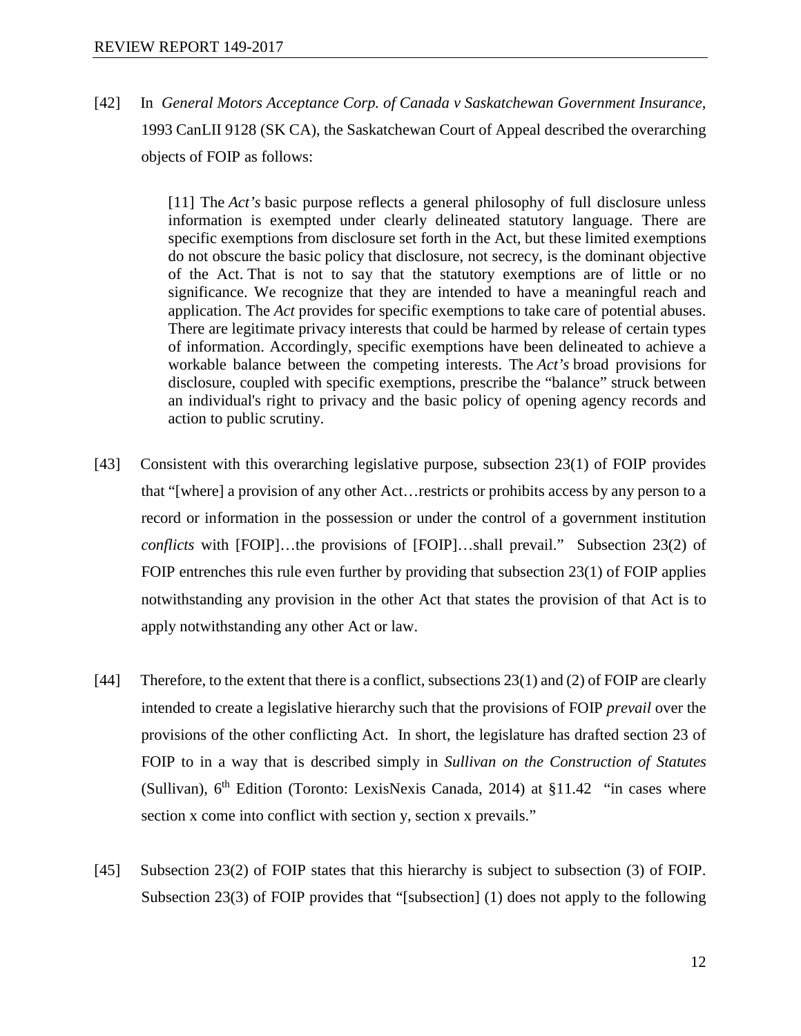[42] In *General Motors Acceptance Corp. of Canada v Saskatchewan Government Insurance*, 1993 CanLII 9128 (SK CA), the Saskatchewan Court of Appeal described the overarching objects of FOIP as follows:

> [11] The *Act's* basic purpose reflects a general philosophy of full disclosure unless information is exempted under clearly delineated statutory language. There are specific exemptions from disclosure set forth in the Act, but these limited exemptions do not obscure the basic policy that disclosure, not secrecy, is the dominant objective of the Act. That is not to say that the statutory exemptions are of little or no significance. We recognize that they are intended to have a meaningful reach and application. The *Act* provides for specific exemptions to take care of potential abuses. There are legitimate privacy interests that could be harmed by release of certain types of information. Accordingly, specific exemptions have been delineated to achieve a workable balance between the competing interests. The *Act's* broad provisions for disclosure, coupled with specific exemptions, prescribe the "balance" struck between an individual's right to privacy and the basic policy of opening agency records and action to public scrutiny.

[43] Consistent with this overarching legislative purpose, subsection 23(1) of FOIP provides that "[where] a provision of any other Act…restricts or prohibits access by any person to a record or information in the possession or under the control of a government institution *conflicts* with [FOIP]…the provisions of [FOIP]…shall prevail." Subsection 23(2) of FOIP entrenches this rule even further by providing that subsection 23(1) of FOIP applies notwithstanding any provision in the other Act that states the provision of that Act is to apply notwithstanding any other Act or law.

[44] Therefore, to the extent that there is a conflict, subsections 23(1) and (2) of FOIP are clearly intended to create a legislative hierarchy such that the provisions of FOIP *prevail* over the provisions of the other conflicting Act. In short, the legislature has drafted section 23 of FOIP to in a way that is described simply in *Sullivan on the Construction of Statutes* (Sullivan), 6th Edition (Toronto: LexisNexis Canada, 2014) at §11.42 "in cases where section x come into conflict with section y, section x prevails."

[45] Subsection 23(2) of FOIP states that this hierarchy is subject to subsection (3) of FOIP. Subsection 23(3) of FOIP provides that "[subsection] (1) does not apply to the following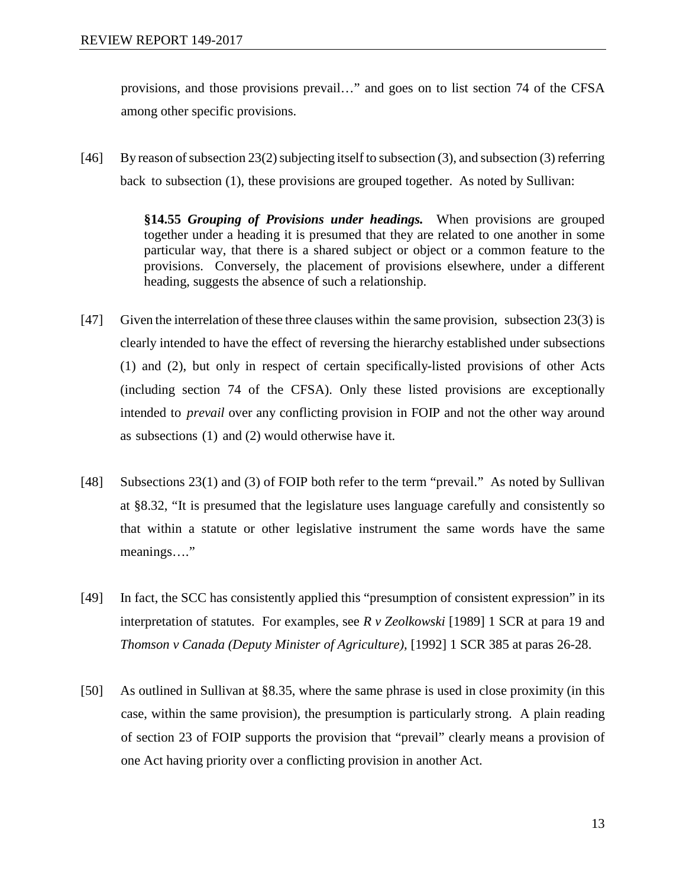provisions, and those provisions prevail…" and goes on to list section 74 of the CFSA among other specific provisions.

[46] By reason of subsection 23(2) subjecting itself to subsection (3), and subsection (3) referring back to subsection (1), these provisions are grouped together. As noted by Sullivan:

> **§14.55 *Grouping of Provisions under headings.*** When provisions are grouped together under a heading it is presumed that they are related to one another in some particular way, that there is a shared subject or object or a common feature to the provisions. Conversely, the placement of provisions elsewhere, under a different heading, suggests the absence of such a relationship.

[47] Given the interrelation of these three clauses within the same provision, subsection 23(3) is clearly intended to have the effect of reversing the hierarchy established under subsections (1) and (2), but only in respect of certain specifically-listed provisions of other Acts (including section 74 of the CFSA). Only these listed provisions are exceptionally intended to *prevail* over any conflicting provision in FOIP and not the other way around as subsections (1) and (2) would otherwise have it.

[48] Subsections 23(1) and (3) of FOIP both refer to the term "prevail." As noted by Sullivan at §8.32, "It is presumed that the legislature uses language carefully and consistently so that within a statute or other legislative instrument the same words have the same meanings…."

[49] In fact, the SCC has consistently applied this "presumption of consistent expression" in its interpretation of statutes. For examples, see *R v Zeolkowski* [1989] 1 SCR at para 19 and *Thomson v Canada (Deputy Minister of Agriculture),* [1992] 1 SCR 385 at paras 26-28.

[50] As outlined in Sullivan at §8.35, where the same phrase is used in close proximity (in this case, within the same provision), the presumption is particularly strong. A plain reading of section 23 of FOIP supports the provision that "prevail" clearly means a provision of one Act having priority over a conflicting provision in another Act.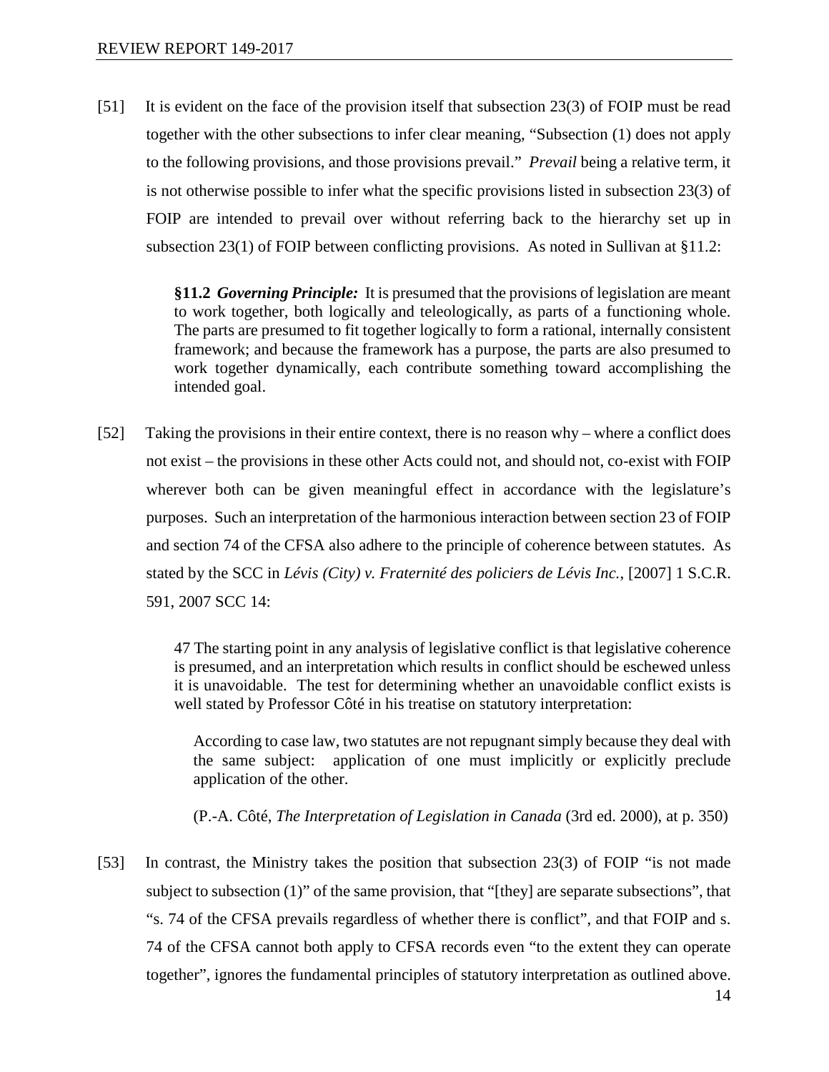[51] It is evident on the face of the provision itself that subsection 23(3) of FOIP must be read together with the other subsections to infer clear meaning, "Subsection (1) does not apply to the following provisions, and those provisions prevail." *Prevail* being a relative term, it is not otherwise possible to infer what the specific provisions listed in subsection 23(3) of FOIP are intended to prevail over without referring back to the hierarchy set up in subsection 23(1) of FOIP between conflicting provisions. As noted in Sullivan at §11.2:

> **§11.2** ***Governing Principle:*** It is presumed that the provisions of legislation are meant to work together, both logically and teleologically, as parts of a functioning whole. The parts are presumed to fit together logically to form a rational, internally consistent framework; and because the framework has a purpose, the parts are also presumed to work together dynamically, each contribute something toward accomplishing the intended goal.

[52] Taking the provisions in their entire context, there is no reason why – where a conflict does not exist – the provisions in these other Acts could not, and should not, co-exist with FOIP wherever both can be given meaningful effect in accordance with the legislature's purposes. Such an interpretation of the harmonious interaction between section 23 of FOIP and section 74 of the CFSA also adhere to the principle of coherence between statutes. As stated by the SCC in *Lévis (City) v. Fraternité des policiers de Lévis Inc.*, [2007] 1 S.C.R. 591, 2007 SCC 14:

> 47 The starting point in any analysis of legislative conflict is that legislative coherence is presumed, and an interpretation which results in conflict should be eschewed unless it is unavoidable. The test for determining whether an unavoidable conflict exists is well stated by Professor Côté in his treatise on statutory interpretation:
>
> > According to case law, two statutes are not repugnant simply because they deal with the same subject: application of one must implicitly or explicitly preclude application of the other.
> >
> > (P.-A. Côté, *The Interpretation of Legislation in Canada* (3rd ed. 2000), at p. 350)

[53] In contrast, the Ministry takes the position that subsection 23(3) of FOIP "is not made subject to subsection (1)" of the same provision, that "[they] are separate subsections", that "s. 74 of the CFSA prevails regardless of whether there is conflict", and that FOIP and s. 74 of the CFSA cannot both apply to CFSA records even "to the extent they can operate together", ignores the fundamental principles of statutory interpretation as outlined above.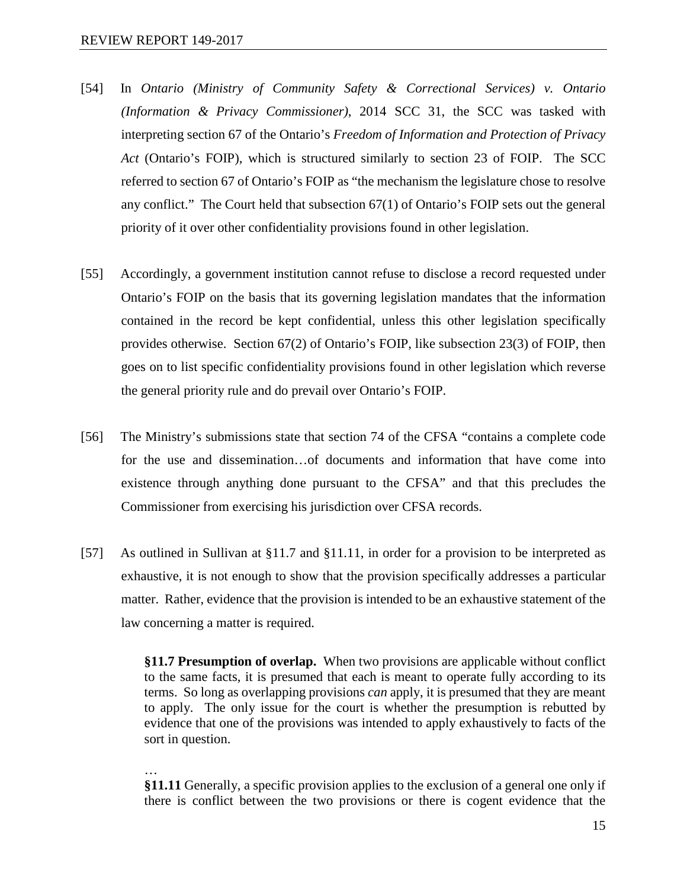[54] In *Ontario (Ministry of Community Safety & Correctional Services) v. Ontario (Information & Privacy Commissioner)*, 2014 SCC 31, the SCC was tasked with interpreting section 67 of the Ontario's *Freedom of Information and Protection of Privacy Act* (Ontario's FOIP), which is structured similarly to section 23 of FOIP. The SCC referred to section 67 of Ontario's FOIP as "the mechanism the legislature chose to resolve any conflict." The Court held that subsection 67(1) of Ontario's FOIP sets out the general priority of it over other confidentiality provisions found in other legislation.

[55] Accordingly, a government institution cannot refuse to disclose a record requested under Ontario's FOIP on the basis that its governing legislation mandates that the information contained in the record be kept confidential, unless this other legislation specifically provides otherwise. Section 67(2) of Ontario's FOIP, like subsection 23(3) of FOIP, then goes on to list specific confidentiality provisions found in other legislation which reverse the general priority rule and do prevail over Ontario's FOIP.

[56] The Ministry's submissions state that section 74 of the CFSA "contains a complete code for the use and dissemination…of documents and information that have come into existence through anything done pursuant to the CFSA" and that this precludes the Commissioner from exercising his jurisdiction over CFSA records.

[57] As outlined in Sullivan at §11.7 and §11.11, in order for a provision to be interpreted as exhaustive, it is not enough to show that the provision specifically addresses a particular matter. Rather, evidence that the provision is intended to be an exhaustive statement of the law concerning a matter is required.

> **§11.7 Presumption of overlap.** When two provisions are applicable without conflict to the same facts, it is presumed that each is meant to operate fully according to its terms. So long as overlapping provisions *can* apply, it is presumed that they are meant to apply. The only issue for the court is whether the presumption is rebutted by evidence that one of the provisions was intended to apply exhaustively to facts of the sort in question.
>
> …
>
> **§11.11** Generally, a specific provision applies to the exclusion of a general one only if there is conflict between the two provisions or there is cogent evidence that the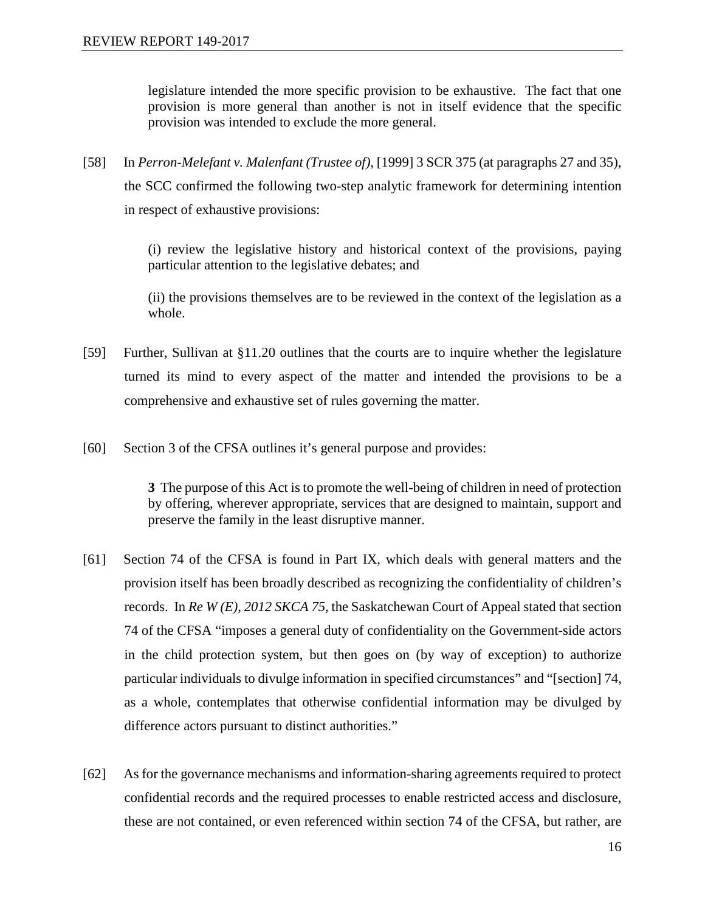> legislature intended the more specific provision to be exhaustive. The fact that one provision is more general than another is not in itself evidence that the specific provision was intended to exclude the more general.

[58] In *Perron-Melefant v. Malenfant (Trustee of)*, [1999] 3 SCR 375 (at paragraphs 27 and 35), the SCC confirmed the following two-step analytic framework for determining intention in respect of exhaustive provisions:

> (i) review the legislative history and historical context of the provisions, paying particular attention to the legislative debates; and
>
> (ii) the provisions themselves are to be reviewed in the context of the legislation as a whole.

[59] Further, Sullivan at §11.20 outlines that the courts are to inquire whether the legislature turned its mind to every aspect of the matter and intended the provisions to be a comprehensive and exhaustive set of rules governing the matter.

[60] Section 3 of the CFSA outlines it's general purpose and provides:

> **3** The purpose of this Act is to promote the well-being of children in need of protection by offering, wherever appropriate, services that are designed to maintain, support and preserve the family in the least disruptive manner.

[61] Section 74 of the CFSA is found in Part IX, which deals with general matters and the provision itself has been broadly described as recognizing the confidentiality of children's records. In *Re W (E), 2012 SKCA 75*, the Saskatchewan Court of Appeal stated that section 74 of the CFSA "imposes a general duty of confidentiality on the Government-side actors in the child protection system, but then goes on (by way of exception) to authorize particular individuals to divulge information in specified circumstances" and "[section] 74, as a whole, contemplates that otherwise confidential information may be divulged by difference actors pursuant to distinct authorities."

[62] As for the governance mechanisms and information-sharing agreements required to protect confidential records and the required processes to enable restricted access and disclosure, these are not contained, or even referenced within section 74 of the CFSA, but rather, are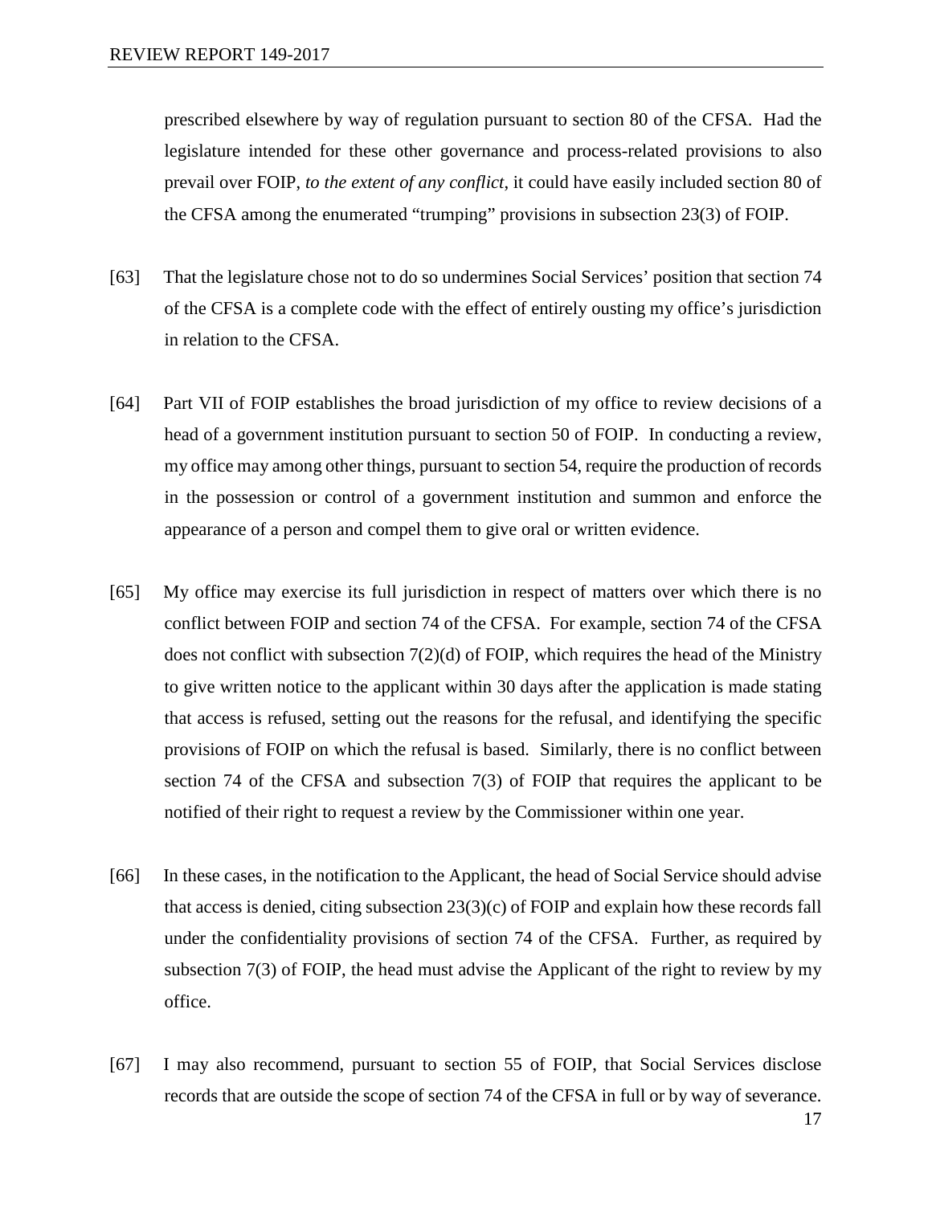prescribed elsewhere by way of regulation pursuant to section 80 of the CFSA. Had the legislature intended for these other governance and process-related provisions to also prevail over FOIP, *to the extent of any conflict*, it could have easily included section 80 of the CFSA among the enumerated "trumping" provisions in subsection 23(3) of FOIP.

[63] That the legislature chose not to do so undermines Social Services' position that section 74 of the CFSA is a complete code with the effect of entirely ousting my office's jurisdiction in relation to the CFSA.

[64] Part VII of FOIP establishes the broad jurisdiction of my office to review decisions of a head of a government institution pursuant to section 50 of FOIP. In conducting a review, my office may among other things, pursuant to section 54, require the production of records in the possession or control of a government institution and summon and enforce the appearance of a person and compel them to give oral or written evidence.

[65] My office may exercise its full jurisdiction in respect of matters over which there is no conflict between FOIP and section 74 of the CFSA. For example, section 74 of the CFSA does not conflict with subsection 7(2)(d) of FOIP, which requires the head of the Ministry to give written notice to the applicant within 30 days after the application is made stating that access is refused, setting out the reasons for the refusal, and identifying the specific provisions of FOIP on which the refusal is based. Similarly, there is no conflict between section 74 of the CFSA and subsection 7(3) of FOIP that requires the applicant to be notified of their right to request a review by the Commissioner within one year.

[66] In these cases, in the notification to the Applicant, the head of Social Service should advise that access is denied, citing subsection 23(3)(c) of FOIP and explain how these records fall under the confidentiality provisions of section 74 of the CFSA. Further, as required by subsection 7(3) of FOIP, the head must advise the Applicant of the right to review by my office.

[67] I may also recommend, pursuant to section 55 of FOIP, that Social Services disclose records that are outside the scope of section 74 of the CFSA in full or by way of severance.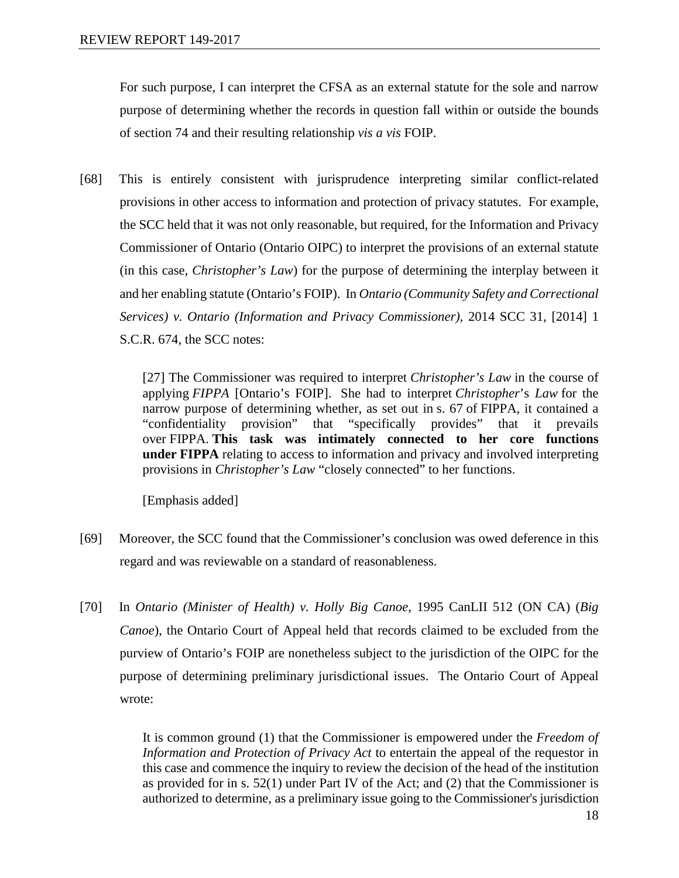For such purpose, I can interpret the CFSA as an external statute for the sole and narrow purpose of determining whether the records in question fall within or outside the bounds of section 74 and their resulting relationship *vis a vis* FOIP.

[68] This is entirely consistent with jurisprudence interpreting similar conflict-related provisions in other access to information and protection of privacy statutes. For example, the SCC held that it was not only reasonable, but required, for the Information and Privacy Commissioner of Ontario (Ontario OIPC) to interpret the provisions of an external statute (in this case, *Christopher's Law*) for the purpose of determining the interplay between it and her enabling statute (Ontario's FOIP). In *Ontario (Community Safety and Correctional Services) v. Ontario (Information and Privacy Commissioner)*, 2014 SCC 31, [2014] 1 S.C.R. 674, the SCC notes:

> [27] The Commissioner was required to interpret *Christopher's Law* in the course of applying *FIPPA* [Ontario's FOIP]. She had to interpret *Christopher*'s *Law* for the narrow purpose of determining whether, as set out in s. 67 of FIPPA, it contained a "confidentiality provision" that "specifically provides" that it prevails over FIPPA. **This task was intimately connected to her core functions under FIPPA** relating to access to information and privacy and involved interpreting provisions in *Christopher's Law* "closely connected" to her functions.
>
> [Emphasis added]

[69] Moreover, the SCC found that the Commissioner's conclusion was owed deference in this regard and was reviewable on a standard of reasonableness.

[70] In *Ontario (Minister of Health) v. Holly Big Canoe*, 1995 CanLII 512 (ON CA) (*Big Canoe*), the Ontario Court of Appeal held that records claimed to be excluded from the purview of Ontario's FOIP are nonetheless subject to the jurisdiction of the OIPC for the purpose of determining preliminary jurisdictional issues. The Ontario Court of Appeal wrote:

> It is common ground (1) that the Commissioner is empowered under the *Freedom of Information and Protection of Privacy Act* to entertain the appeal of the requestor in this case and commence the inquiry to review the decision of the head of the institution as provided for in s. 52(1) under Part IV of the Act; and (2) that the Commissioner is authorized to determine, as a preliminary issue going to the Commissioner's jurisdiction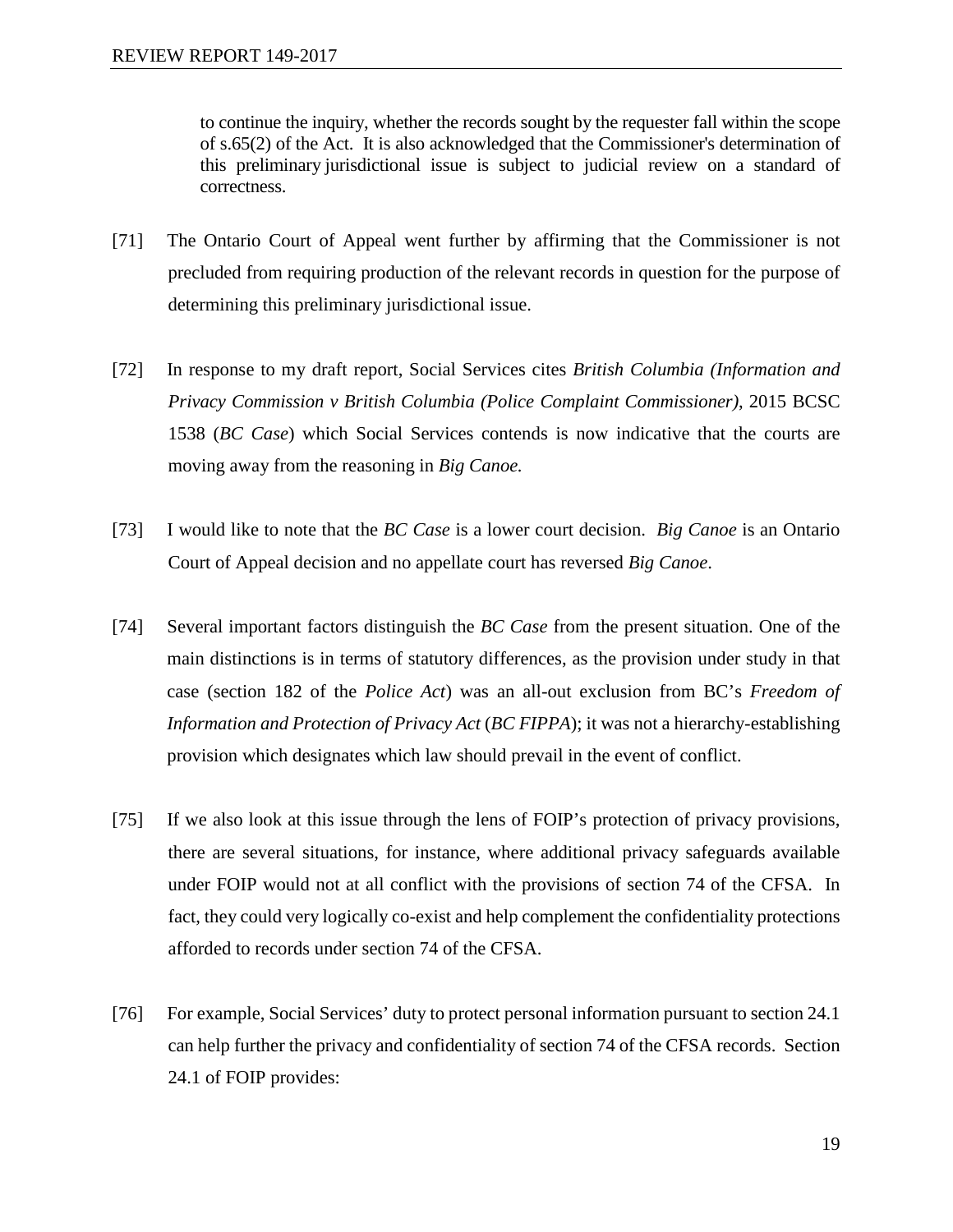> to continue the inquiry, whether the records sought by the requester fall within the scope of s.65(2) of the Act. It is also acknowledged that the Commissioner's determination of this preliminary jurisdictional issue is subject to judicial review on a standard of correctness.

[71] The Ontario Court of Appeal went further by affirming that the Commissioner is not precluded from requiring production of the relevant records in question for the purpose of determining this preliminary jurisdictional issue.

[72] In response to my draft report, Social Services cites *British Columbia (Information and Privacy Commission v British Columbia (Police Complaint Commissioner)*, 2015 BCSC 1538 (*BC Case*) which Social Services contends is now indicative that the courts are moving away from the reasoning in *Big Canoe.*

[73] I would like to note that the *BC Case* is a lower court decision. *Big Canoe* is an Ontario Court of Appeal decision and no appellate court has reversed *Big Canoe*.

[74] Several important factors distinguish the *BC Case* from the present situation. One of the main distinctions is in terms of statutory differences, as the provision under study in that case (section 182 of the *Police Act*) was an all-out exclusion from BC's *Freedom of Information and Protection of Privacy Act* (*BC FIPPA*); it was not a hierarchy-establishing provision which designates which law should prevail in the event of conflict.

[75] If we also look at this issue through the lens of FOIP's protection of privacy provisions, there are several situations, for instance, where additional privacy safeguards available under FOIP would not at all conflict with the provisions of section 74 of the CFSA. In fact, they could very logically co-exist and help complement the confidentiality protections afforded to records under section 74 of the CFSA.

[76] For example, Social Services' duty to protect personal information pursuant to section 24.1 can help further the privacy and confidentiality of section 74 of the CFSA records. Section 24.1 of FOIP provides: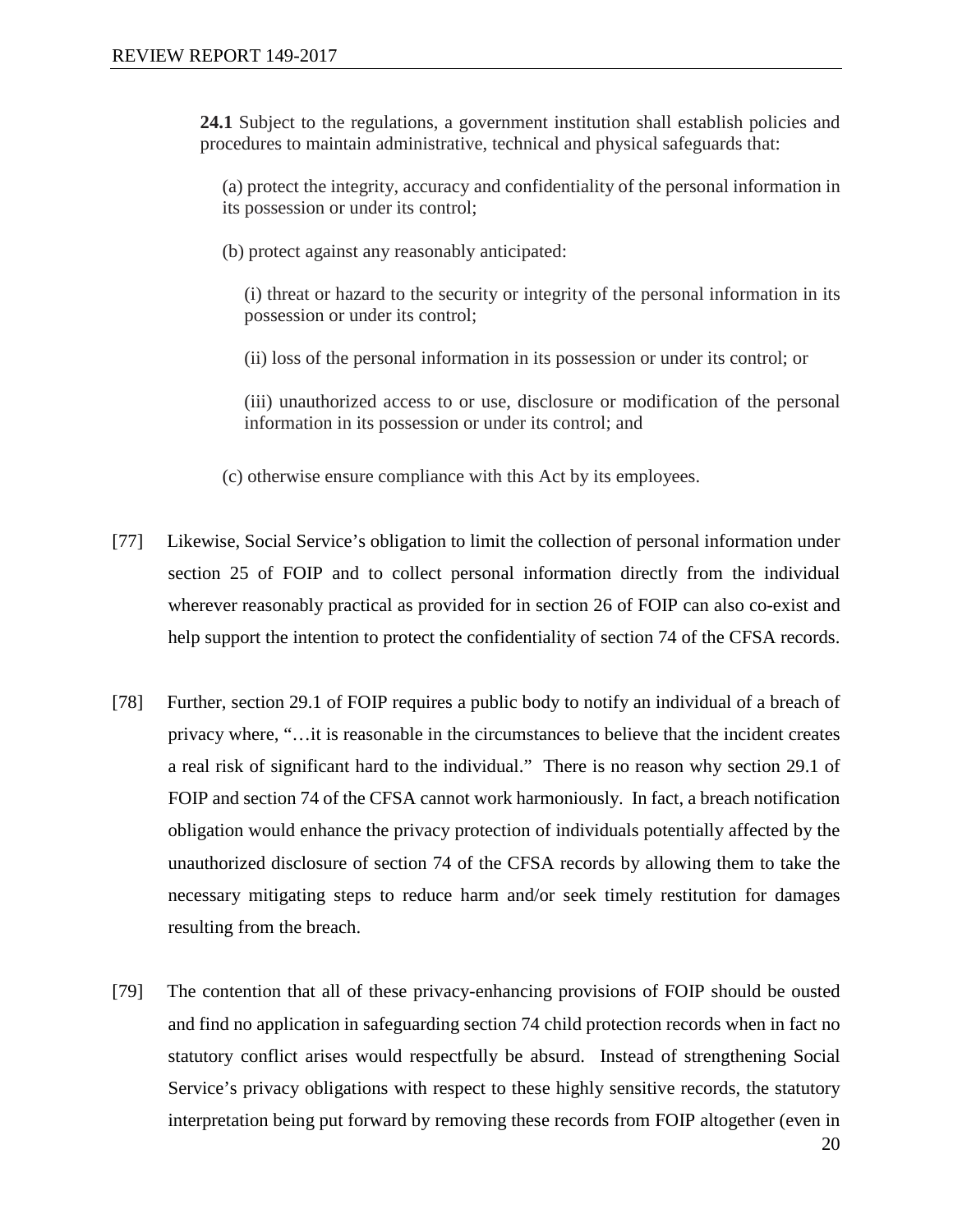> **24.1** Subject to the regulations, a government institution shall establish policies and procedures to maintain administrative, technical and physical safeguards that:
>
> (a) protect the integrity, accuracy and confidentiality of the personal information in its possession or under its control;
>
> (b) protect against any reasonably anticipated:
>
> (i) threat or hazard to the security or integrity of the personal information in its possession or under its control;
>
> (ii) loss of the personal information in its possession or under its control; or
>
> (iii) unauthorized access to or use, disclosure or modification of the personal information in its possession or under its control; and
>
> (c) otherwise ensure compliance with this Act by its employees.

[77] Likewise, Social Service's obligation to limit the collection of personal information under section 25 of FOIP and to collect personal information directly from the individual wherever reasonably practical as provided for in section 26 of FOIP can also co-exist and help support the intention to protect the confidentiality of section 74 of the CFSA records.

[78] Further, section 29.1 of FOIP requires a public body to notify an individual of a breach of privacy where, "…it is reasonable in the circumstances to believe that the incident creates a real risk of significant hard to the individual." There is no reason why section 29.1 of FOIP and section 74 of the CFSA cannot work harmoniously. In fact, a breach notification obligation would enhance the privacy protection of individuals potentially affected by the unauthorized disclosure of section 74 of the CFSA records by allowing them to take the necessary mitigating steps to reduce harm and/or seek timely restitution for damages resulting from the breach.

[79] The contention that all of these privacy-enhancing provisions of FOIP should be ousted and find no application in safeguarding section 74 child protection records when in fact no statutory conflict arises would respectfully be absurd. Instead of strengthening Social Service's privacy obligations with respect to these highly sensitive records, the statutory interpretation being put forward by removing these records from FOIP altogether (even in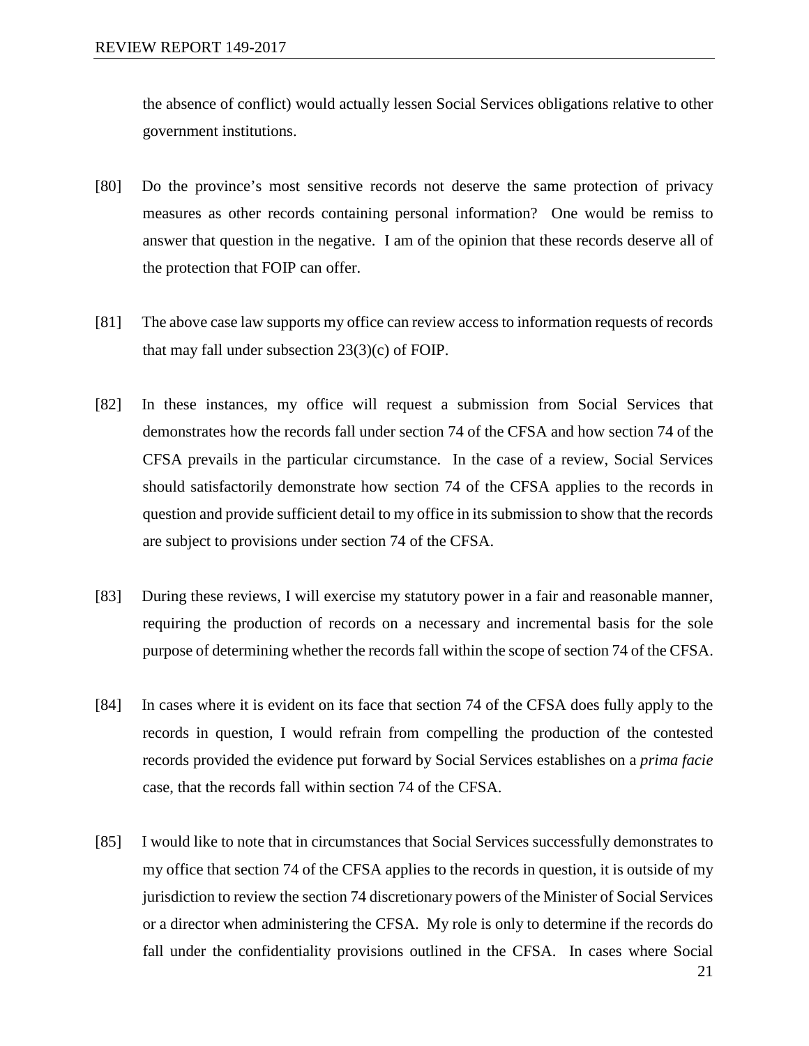the absence of conflict) would actually lessen Social Services obligations relative to other government institutions.

[80] Do the province's most sensitive records not deserve the same protection of privacy measures as other records containing personal information? One would be remiss to answer that question in the negative. I am of the opinion that these records deserve all of the protection that FOIP can offer.

[81] The above case law supports my office can review access to information requests of records that may fall under subsection 23(3)(c) of FOIP.

[82] In these instances, my office will request a submission from Social Services that demonstrates how the records fall under section 74 of the CFSA and how section 74 of the CFSA prevails in the particular circumstance. In the case of a review, Social Services should satisfactorily demonstrate how section 74 of the CFSA applies to the records in question and provide sufficient detail to my office in its submission to show that the records are subject to provisions under section 74 of the CFSA.

[83] During these reviews, I will exercise my statutory power in a fair and reasonable manner, requiring the production of records on a necessary and incremental basis for the sole purpose of determining whether the records fall within the scope of section 74 of the CFSA.

[84] In cases where it is evident on its face that section 74 of the CFSA does fully apply to the records in question, I would refrain from compelling the production of the contested records provided the evidence put forward by Social Services establishes on a *prima facie* case, that the records fall within section 74 of the CFSA.

[85] I would like to note that in circumstances that Social Services successfully demonstrates to my office that section 74 of the CFSA applies to the records in question, it is outside of my jurisdiction to review the section 74 discretionary powers of the Minister of Social Services or a director when administering the CFSA. My role is only to determine if the records do fall under the confidentiality provisions outlined in the CFSA. In cases where Social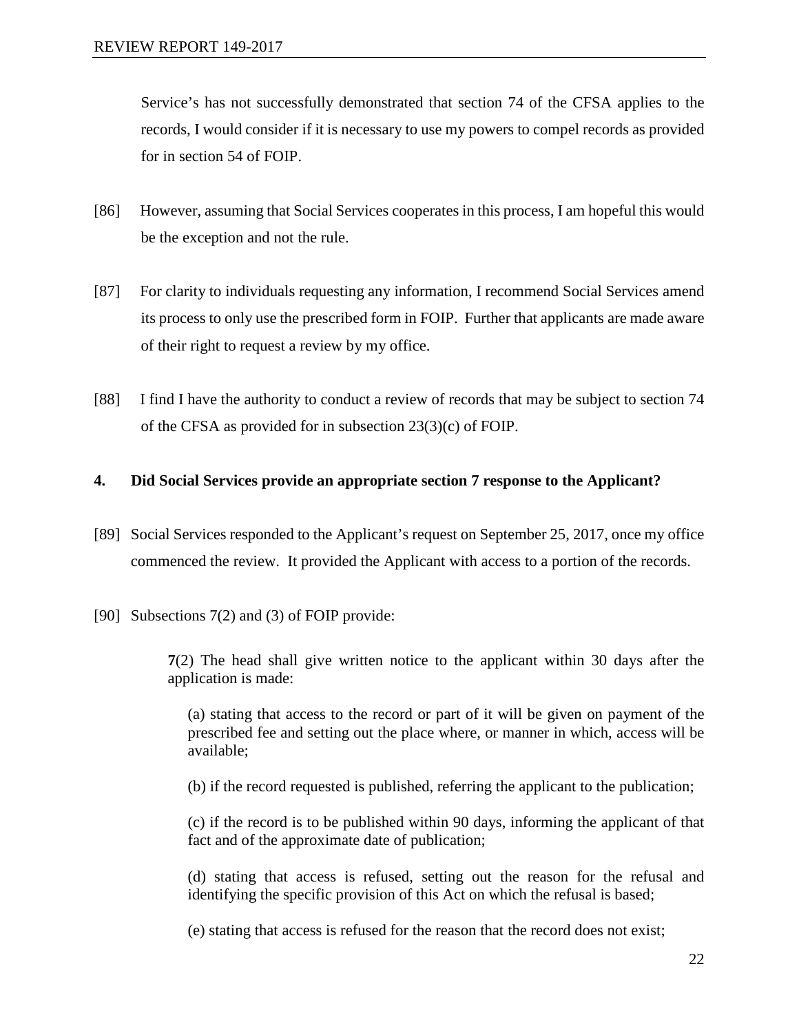Service's has not successfully demonstrated that section 74 of the CFSA applies to the records, I would consider if it is necessary to use my powers to compel records as provided for in section 54 of FOIP.

[86] However, assuming that Social Services cooperates in this process, I am hopeful this would be the exception and not the rule.

[87] For clarity to individuals requesting any information, I recommend Social Services amend its process to only use the prescribed form in FOIP. Further that applicants are made aware of their right to request a review by my office.

[88] I find I have the authority to conduct a review of records that may be subject to section 74 of the CFSA as provided for in subsection 23(3)(c) of FOIP.

### 4. Did Social Services provide an appropriate section 7 response to the Applicant?

[89] Social Services responded to the Applicant's request on September 25, 2017, once my office commenced the review. It provided the Applicant with access to a portion of the records.

[90] Subsections 7(2) and (3) of FOIP provide:

> **7**(2) The head shall give written notice to the applicant within 30 days after the application is made:
>
> (a) stating that access to the record or part of it will be given on payment of the prescribed fee and setting out the place where, or manner in which, access will be available;
>
> (b) if the record requested is published, referring the applicant to the publication;
>
> (c) if the record is to be published within 90 days, informing the applicant of that fact and of the approximate date of publication;
>
> (d) stating that access is refused, setting out the reason for the refusal and identifying the specific provision of this Act on which the refusal is based;
>
> (e) stating that access is refused for the reason that the record does not exist;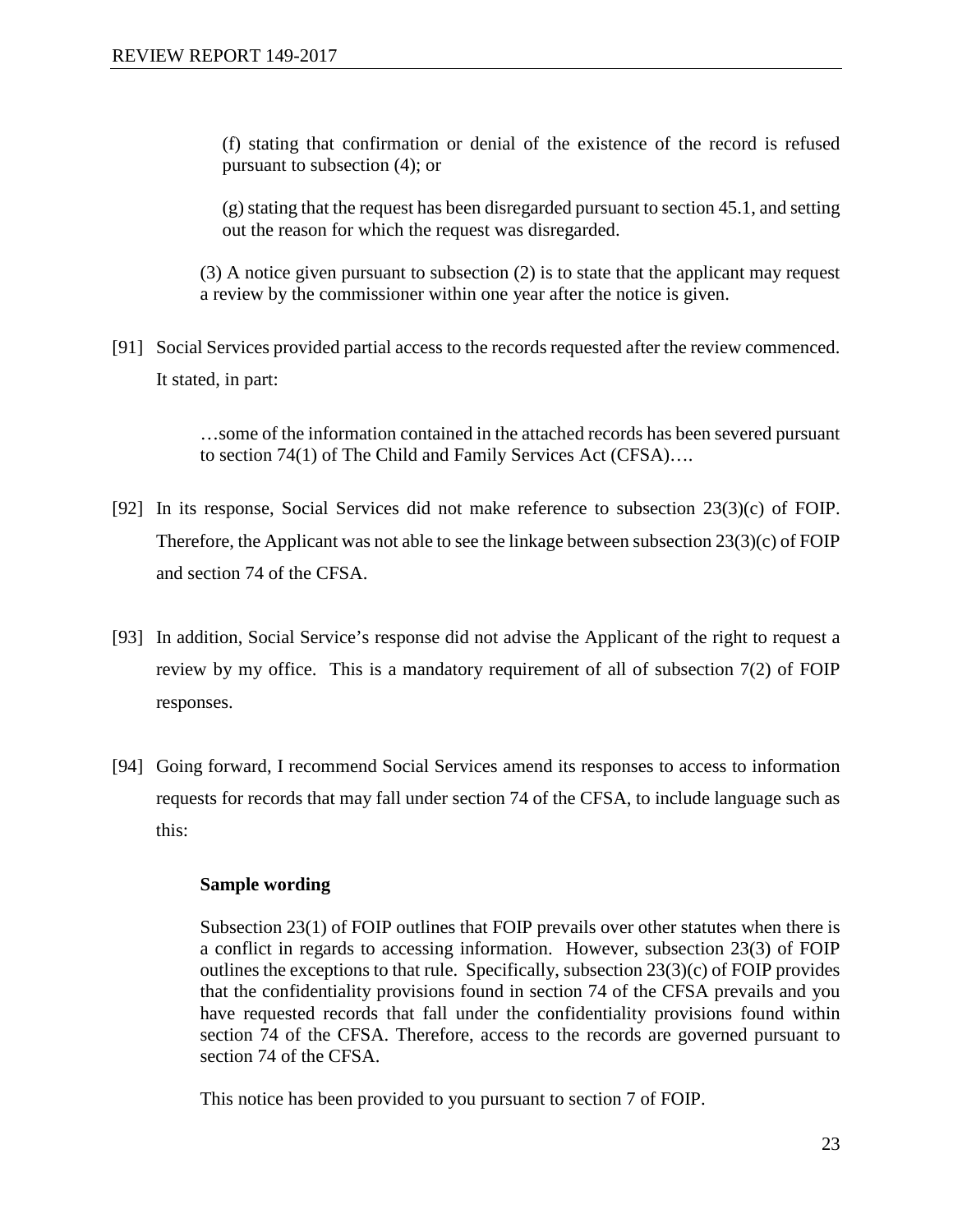> (f) stating that confirmation or denial of the existence of the record is refused pursuant to subsection (4); or
>
> (g) stating that the request has been disregarded pursuant to section 45.1, and setting out the reason for which the request was disregarded.
>
> (3) A notice given pursuant to subsection (2) is to state that the applicant may request a review by the commissioner within one year after the notice is given.

[91] Social Services provided partial access to the records requested after the review commenced. It stated, in part:

> …some of the information contained in the attached records has been severed pursuant to section 74(1) of The Child and Family Services Act (CFSA)….

[92] In its response, Social Services did not make reference to subsection 23(3)(c) of FOIP. Therefore, the Applicant was not able to see the linkage between subsection 23(3)(c) of FOIP and section 74 of the CFSA.

[93] In addition, Social Service's response did not advise the Applicant of the right to request a review by my office. This is a mandatory requirement of all of subsection 7(2) of FOIP responses.

[94] Going forward, I recommend Social Services amend its responses to access to information requests for records that may fall under section 74 of the CFSA, to include language such as this:

> **Sample wording**
>
> Subsection 23(1) of FOIP outlines that FOIP prevails over other statutes when there is a conflict in regards to accessing information. However, subsection 23(3) of FOIP outlines the exceptions to that rule. Specifically, subsection 23(3)(c) of FOIP provides that the confidentiality provisions found in section 74 of the CFSA prevails and you have requested records that fall under the confidentiality provisions found within section 74 of the CFSA. Therefore, access to the records are governed pursuant to section 74 of the CFSA.
>
> This notice has been provided to you pursuant to section 7 of FOIP.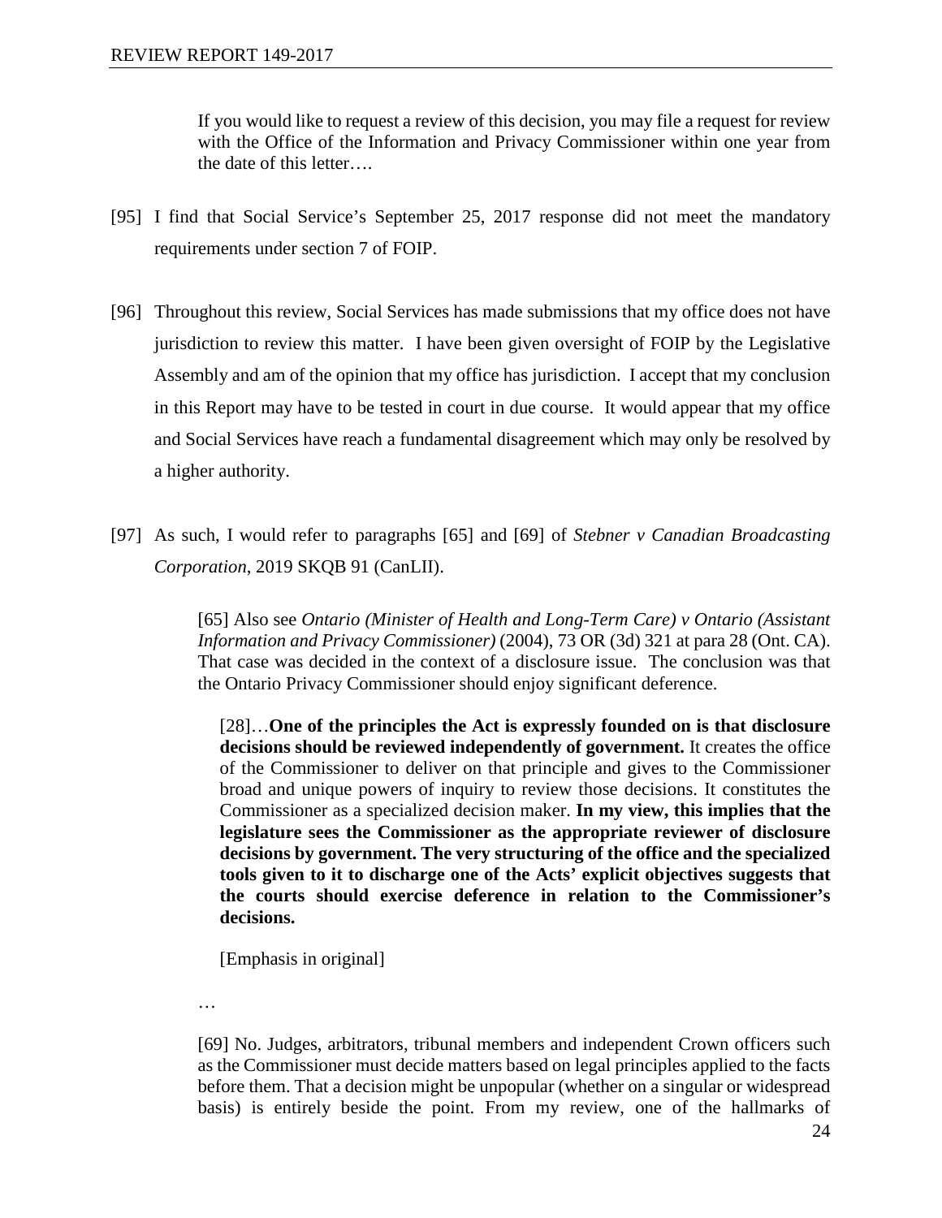> If you would like to request a review of this decision, you may file a request for review with the Office of the Information and Privacy Commissioner within one year from the date of this letter….

[95] I find that Social Service's September 25, 2017 response did not meet the mandatory requirements under section 7 of FOIP.

[96] Throughout this review, Social Services has made submissions that my office does not have jurisdiction to review this matter. I have been given oversight of FOIP by the Legislative Assembly and am of the opinion that my office has jurisdiction. I accept that my conclusion in this Report may have to be tested in court in due course. It would appear that my office and Social Services have reach a fundamental disagreement which may only be resolved by a higher authority.

[97] As such, I would refer to paragraphs [65] and [69] of *Stebner v Canadian Broadcasting Corporation*, 2019 SKQB 91 (CanLII).

> [65] Also see *Ontario (Minister of Health and Long-Term Care) v Ontario (Assistant Information and Privacy Commissioner)* (2004), 73 OR (3d) 321 at para 28 (Ont. CA). That case was decided in the context of a disclosure issue. The conclusion was that the Ontario Privacy Commissioner should enjoy significant deference.
>
> > [28]…**One of the principles the Act is expressly founded on is that disclosure decisions should be reviewed independently of government.** It creates the office of the Commissioner to deliver on that principle and gives to the Commissioner broad and unique powers of inquiry to review those decisions. It constitutes the Commissioner as a specialized decision maker. **In my view, this implies that the legislature sees the Commissioner as the appropriate reviewer of disclosure decisions by government. The very structuring of the office and the specialized tools given to it to discharge one of the Acts' explicit objectives suggests that the courts should exercise deference in relation to the Commissioner's decisions.**
> >
> > [Emphasis in original]
>
> …
>
> [69] No. Judges, arbitrators, tribunal members and independent Crown officers such as the Commissioner must decide matters based on legal principles applied to the facts before them. That a decision might be unpopular (whether on a singular or widespread basis) is entirely beside the point. From my review, one of the hallmarks of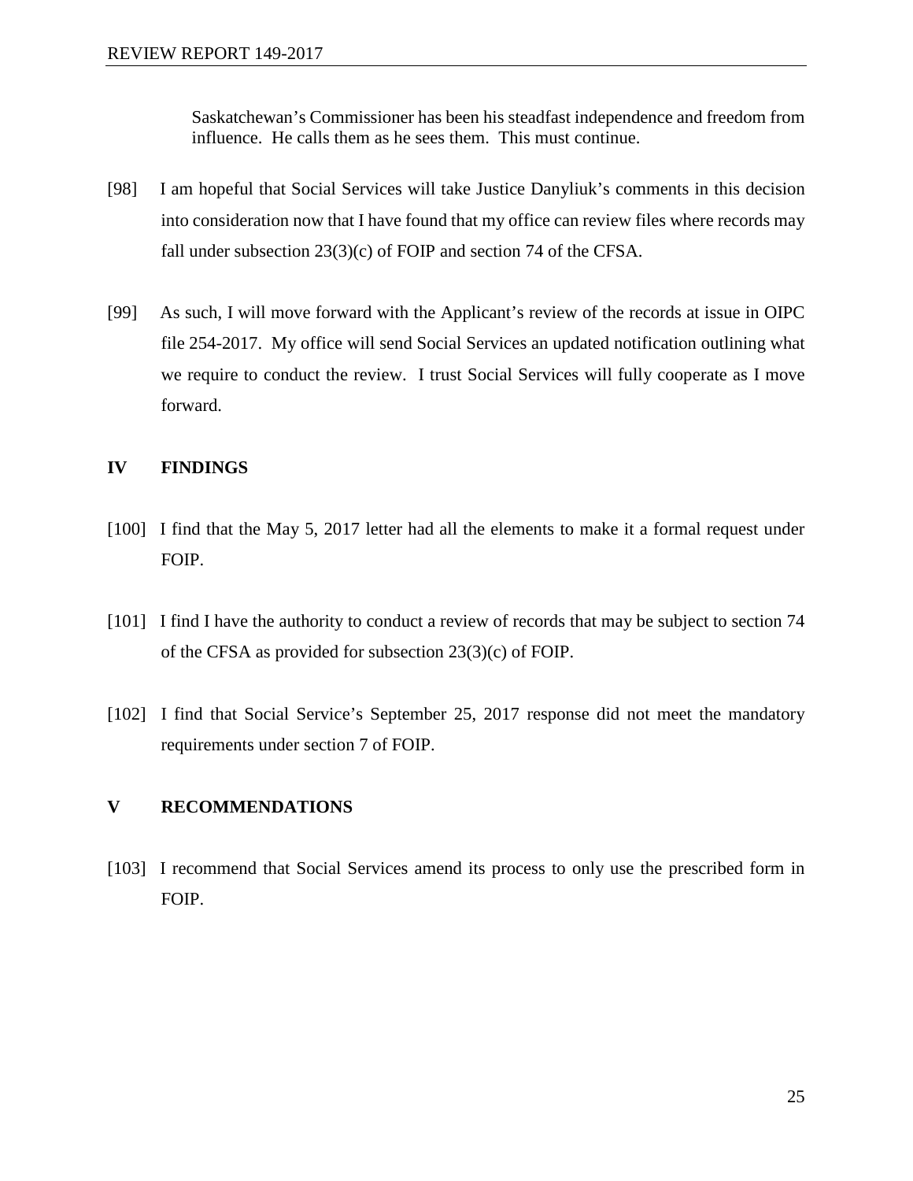> Saskatchewan's Commissioner has been his steadfast independence and freedom from influence. He calls them as he sees them. This must continue.

[98] I am hopeful that Social Services will take Justice Danyliuk's comments in this decision into consideration now that I have found that my office can review files where records may fall under subsection 23(3)(c) of FOIP and section 74 of the CFSA.

[99] As such, I will move forward with the Applicant's review of the records at issue in OIPC file 254-2017. My office will send Social Services an updated notification outlining what we require to conduct the review. I trust Social Services will fully cooperate as I move forward.

## IV FINDINGS

[100] I find that the May 5, 2017 letter had all the elements to make it a formal request under FOIP.

[101] I find I have the authority to conduct a review of records that may be subject to section 74 of the CFSA as provided for subsection 23(3)(c) of FOIP.

[102] I find that Social Service's September 25, 2017 response did not meet the mandatory requirements under section 7 of FOIP.

## V RECOMMENDATIONS

[103] I recommend that Social Services amend its process to only use the prescribed form in FOIP.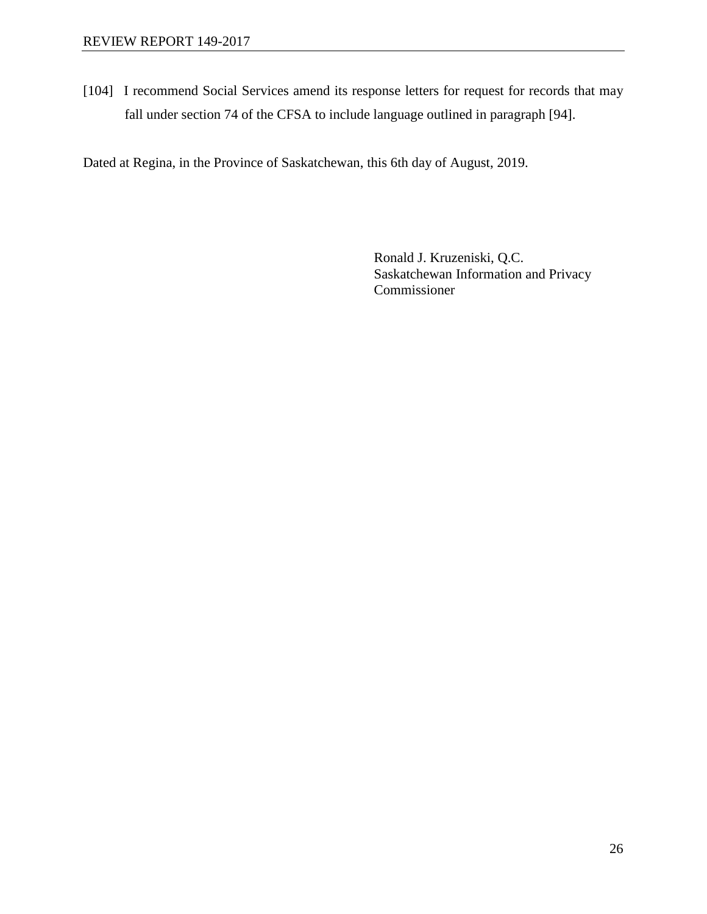[104] I recommend Social Services amend its response letters for request for records that may fall under section 74 of the CFSA to include language outlined in paragraph [94].

Dated at Regina, in the Province of Saskatchewan, this 6th day of August, 2019.

Ronald J. Kruzeniski, Q.C.
Saskatchewan Information and Privacy Commissioner